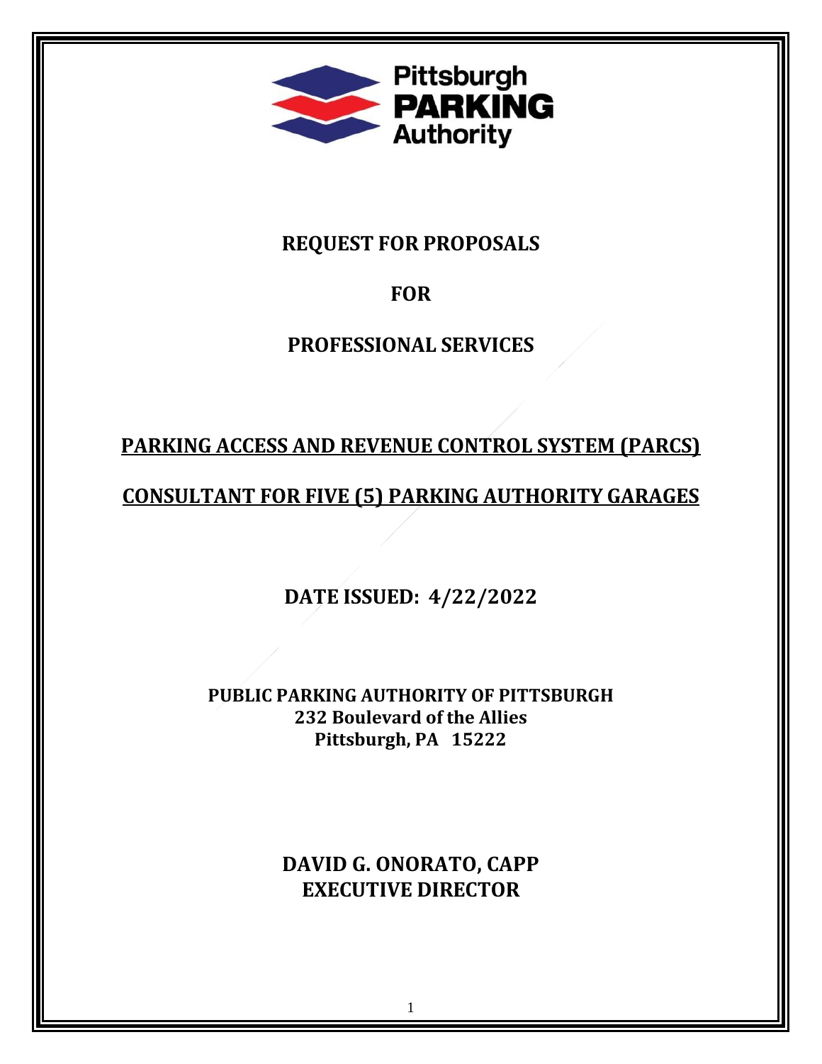Pittsburgh **PARKING** Authority

# REQUEST FOR PROPOSALS

# FOR

# PROFESSIONAL SERVICES

## PARKING ACCESS AND REVENUE CONTROL SYSTEM (PARCS)

## CONSULTANT FOR FIVE (5) PARKING AUTHORITY GARAGES

**DATE ISSUED: 4/22/2022**

**PUBLIC PARKING AUTHORITY OF PITTSBURGH**
**232 Boulevard of the Allies**
**Pittsburgh, PA 15222**

**DAVID G. ONORATO, CAPP**
**EXECUTIVE DIRECTOR**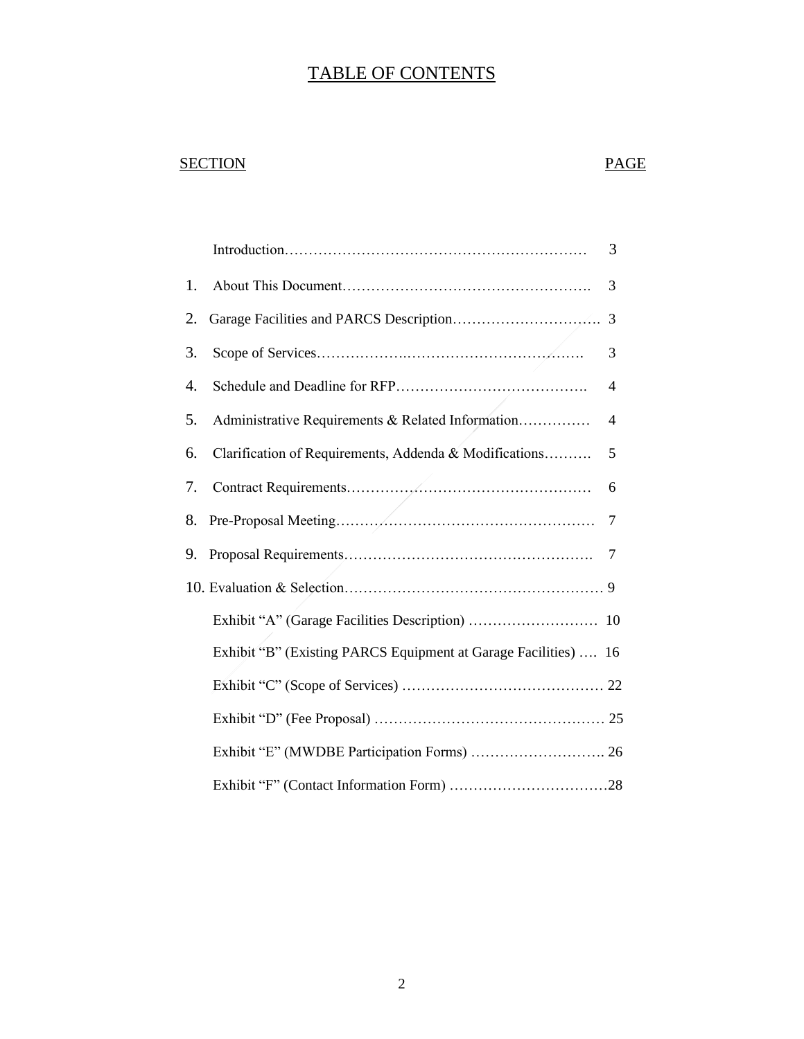# TABLE OF CONTENTS

| SECTION | | PAGE |
|---|---|---|
| | Introduction | 3 |
| 1. | About This Document | 3 |
| 2. | Garage Facilities and PARCS Description | 3 |
| 3. | Scope of Services | 3 |
| 4. | Schedule and Deadline for RFP | 4 |
| 5. | Administrative Requirements & Related Information | 4 |
| 6. | Clarification of Requirements, Addenda & Modifications | 5 |
| 7. | Contract Requirements | 6 |
| 8. | Pre-Proposal Meeting | 7 |
| 9. | Proposal Requirements | 7 |
| 10. | Evaluation & Selection | 9 |
| | Exhibit "A" (Garage Facilities Description) | 10 |
| | Exhibit "B" (Existing PARCS Equipment at Garage Facilities) | 16 |
| | Exhibit "C" (Scope of Services) | 22 |
| | Exhibit "D" (Fee Proposal) | 25 |
| | Exhibit "E" (MWDBE Participation Forms) | 26 |
| | Exhibit "F" (Contact Information Form) | 28 |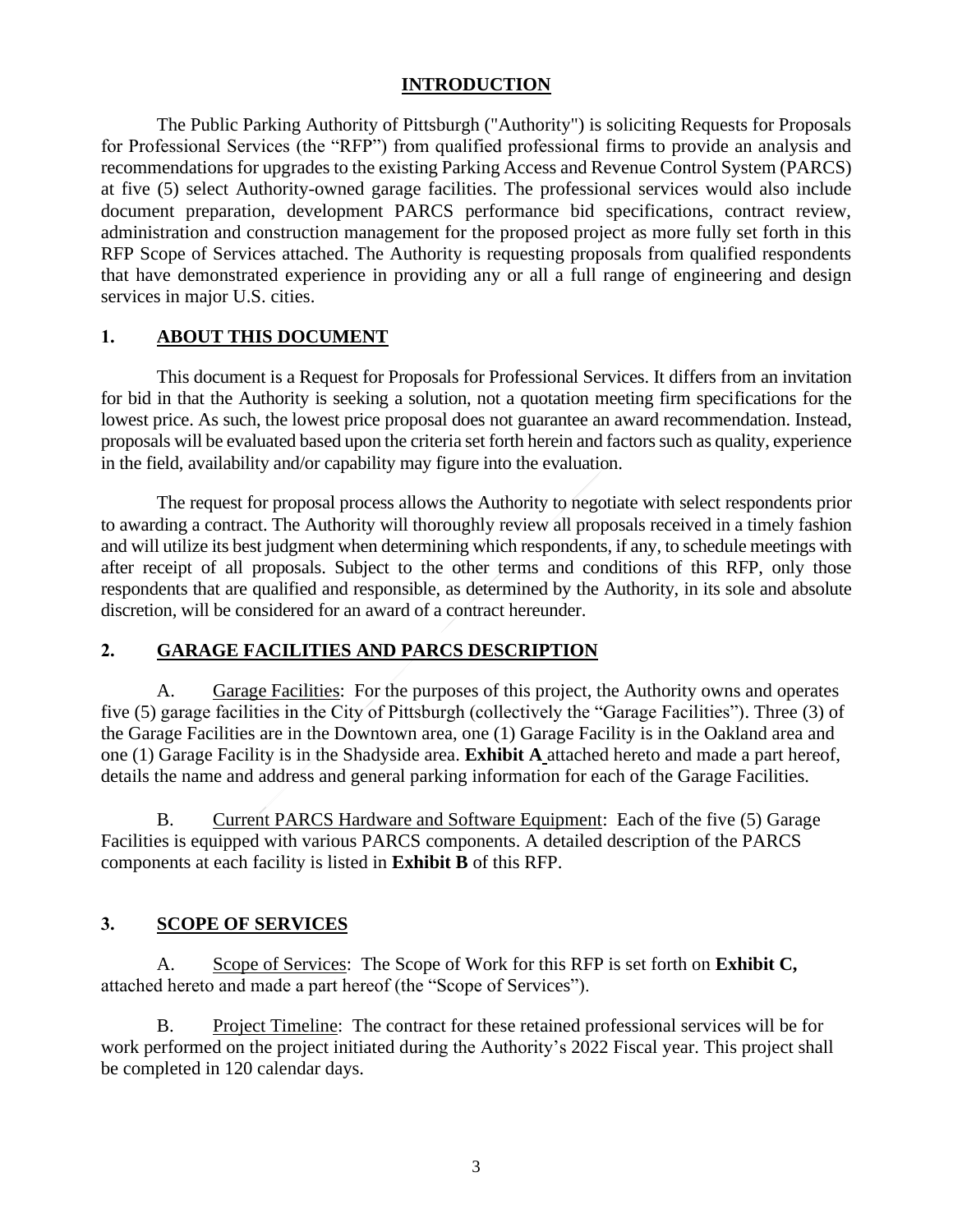## INTRODUCTION

The Public Parking Authority of Pittsburgh ("Authority") is soliciting Requests for Proposals for Professional Services (the "RFP") from qualified professional firms to provide an analysis and recommendations for upgrades to the existing Parking Access and Revenue Control System (PARCS) at five (5) select Authority-owned garage facilities. The professional services would also include document preparation, development PARCS performance bid specifications, contract review, administration and construction management for the proposed project as more fully set forth in this RFP Scope of Services attached. The Authority is requesting proposals from qualified respondents that have demonstrated experience in providing any or all a full range of engineering and design services in major U.S. cities.

## 1. ABOUT THIS DOCUMENT

This document is a Request for Proposals for Professional Services. It differs from an invitation for bid in that the Authority is seeking a solution, not a quotation meeting firm specifications for the lowest price. As such, the lowest price proposal does not guarantee an award recommendation. Instead, proposals will be evaluated based upon the criteria set forth herein and factors such as quality, experience in the field, availability and/or capability may figure into the evaluation.

The request for proposal process allows the Authority to negotiate with select respondents prior to awarding a contract. The Authority will thoroughly review all proposals received in a timely fashion and will utilize its best judgment when determining which respondents, if any, to schedule meetings with after receipt of all proposals. Subject to the other terms and conditions of this RFP, only those respondents that are qualified and responsible, as determined by the Authority, in its sole and absolute discretion, will be considered for an award of a contract hereunder.

## 2. GARAGE FACILITIES AND PARCS DESCRIPTION

A. Garage Facilities: For the purposes of this project, the Authority owns and operates five (5) garage facilities in the City of Pittsburgh (collectively the "Garage Facilities"). Three (3) of the Garage Facilities are in the Downtown area, one (1) Garage Facility is in the Oakland area and one (1) Garage Facility is in the Shadyside area. **Exhibit A** attached hereto and made a part hereof, details the name and address and general parking information for each of the Garage Facilities.

B. Current PARCS Hardware and Software Equipment: Each of the five (5) Garage Facilities is equipped with various PARCS components. A detailed description of the PARCS components at each facility is listed in **Exhibit B** of this RFP.

## 3. SCOPE OF SERVICES

A. Scope of Services: The Scope of Work for this RFP is set forth on **Exhibit C,** attached hereto and made a part hereof (the "Scope of Services").

B. Project Timeline: The contract for these retained professional services will be for work performed on the project initiated during the Authority's 2022 Fiscal year. This project shall be completed in 120 calendar days.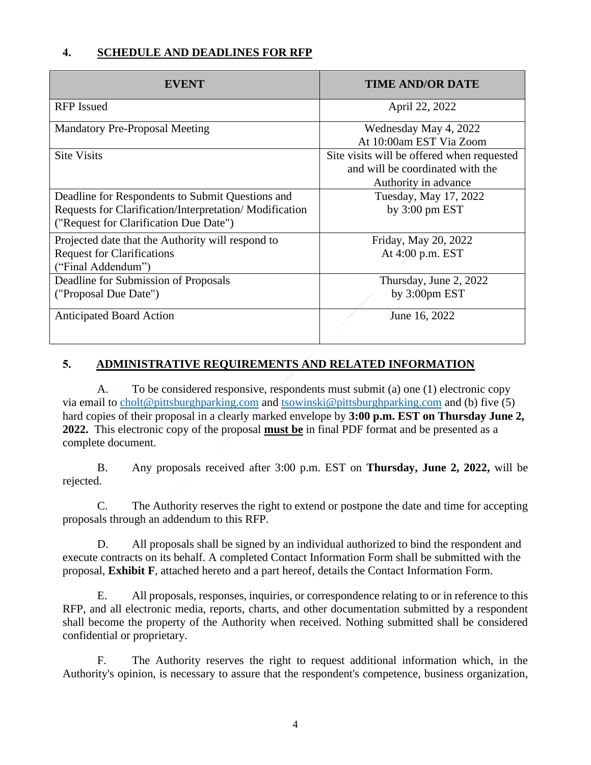## 4. SCHEDULE AND DEADLINES FOR RFP

| EVENT | TIME AND/OR DATE |
| --- | --- |
| RFP Issued | April 22, 2022 |
| Mandatory Pre-Proposal Meeting | Wednesday May 4, 2022<br>At 10:00am EST Via Zoom |
| Site Visits | Site visits will be offered when requested and will be coordinated with the Authority in advance |
| Deadline for Respondents to Submit Questions and Requests for Clarification/Interpretation/ Modification ("Request for Clarification Due Date") | Tuesday, May 17, 2022<br>by 3:00 pm EST |
| Projected date that the Authority will respond to Request for Clarifications ("Final Addendum") | Friday, May 20, 2022<br>At 4:00 p.m. EST |
| Deadline for Submission of Proposals ("Proposal Due Date") | Thursday, June 2, 2022<br>by 3:00pm EST |
| Anticipated Board Action | June 16, 2022 |

## 5. ADMINISTRATIVE REQUIREMENTS AND RELATED INFORMATION

A. To be considered responsive, respondents must submit (a) one (1) electronic copy via email to cholt@pittsburghparking.com and tsowinski@pittsburghparking.com and (b) five (5) hard copies of their proposal in a clearly marked envelope by **3:00 p.m. EST on Thursday June 2, 2022.** This electronic copy of the proposal **must be** in final PDF format and be presented as a complete document.

B. Any proposals received after 3:00 p.m. EST on **Thursday, June 2, 2022,** will be rejected.

C. The Authority reserves the right to extend or postpone the date and time for accepting proposals through an addendum to this RFP.

D. All proposals shall be signed by an individual authorized to bind the respondent and execute contracts on its behalf. A completed Contact Information Form shall be submitted with the proposal, **Exhibit F**, attached hereto and a part hereof, details the Contact Information Form.

E. All proposals, responses, inquiries, or correspondence relating to or in reference to this RFP, and all electronic media, reports, charts, and other documentation submitted by a respondent shall become the property of the Authority when received. Nothing submitted shall be considered confidential or proprietary.

F. The Authority reserves the right to request additional information which, in the Authority's opinion, is necessary to assure that the respondent's competence, business organization,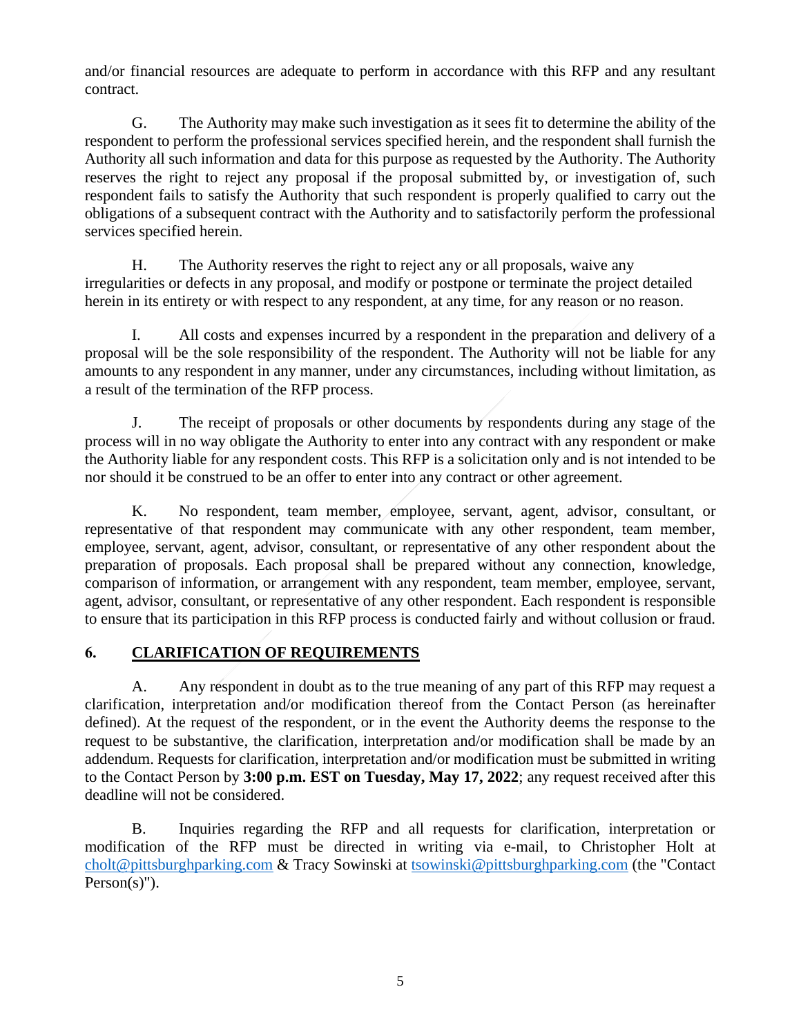and/or financial resources are adequate to perform in accordance with this RFP and any resultant contract.

G. The Authority may make such investigation as it sees fit to determine the ability of the respondent to perform the professional services specified herein, and the respondent shall furnish the Authority all such information and data for this purpose as requested by the Authority. The Authority reserves the right to reject any proposal if the proposal submitted by, or investigation of, such respondent fails to satisfy the Authority that such respondent is properly qualified to carry out the obligations of a subsequent contract with the Authority and to satisfactorily perform the professional services specified herein.

H. The Authority reserves the right to reject any or all proposals, waive any irregularities or defects in any proposal, and modify or postpone or terminate the project detailed herein in its entirety or with respect to any respondent, at any time, for any reason or no reason.

I. All costs and expenses incurred by a respondent in the preparation and delivery of a proposal will be the sole responsibility of the respondent. The Authority will not be liable for any amounts to any respondent in any manner, under any circumstances, including without limitation, as a result of the termination of the RFP process.

J. The receipt of proposals or other documents by respondents during any stage of the process will in no way obligate the Authority to enter into any contract with any respondent or make the Authority liable for any respondent costs. This RFP is a solicitation only and is not intended to be nor should it be construed to be an offer to enter into any contract or other agreement.

K. No respondent, team member, employee, servant, agent, advisor, consultant, or representative of that respondent may communicate with any other respondent, team member, employee, servant, agent, advisor, consultant, or representative of any other respondent about the preparation of proposals. Each proposal shall be prepared without any connection, knowledge, comparison of information, or arrangement with any respondent, team member, employee, servant, agent, advisor, consultant, or representative of any other respondent. Each respondent is responsible to ensure that its participation in this RFP process is conducted fairly and without collusion or fraud.

## 6. CLARIFICATION OF REQUIREMENTS

A. Any respondent in doubt as to the true meaning of any part of this RFP may request a clarification, interpretation and/or modification thereof from the Contact Person (as hereinafter defined). At the request of the respondent, or in the event the Authority deems the response to the request to be substantive, the clarification, interpretation and/or modification shall be made by an addendum. Requests for clarification, interpretation and/or modification must be submitted in writing to the Contact Person by **3:00 p.m. EST on Tuesday, May 17, 2022**; any request received after this deadline will not be considered.

B. Inquiries regarding the RFP and all requests for clarification, interpretation or modification of the RFP must be directed in writing via e-mail, to Christopher Holt at cholt@pittsburghparking.com & Tracy Sowinski at tsowinski@pittsburghparking.com (the "Contact Person(s)").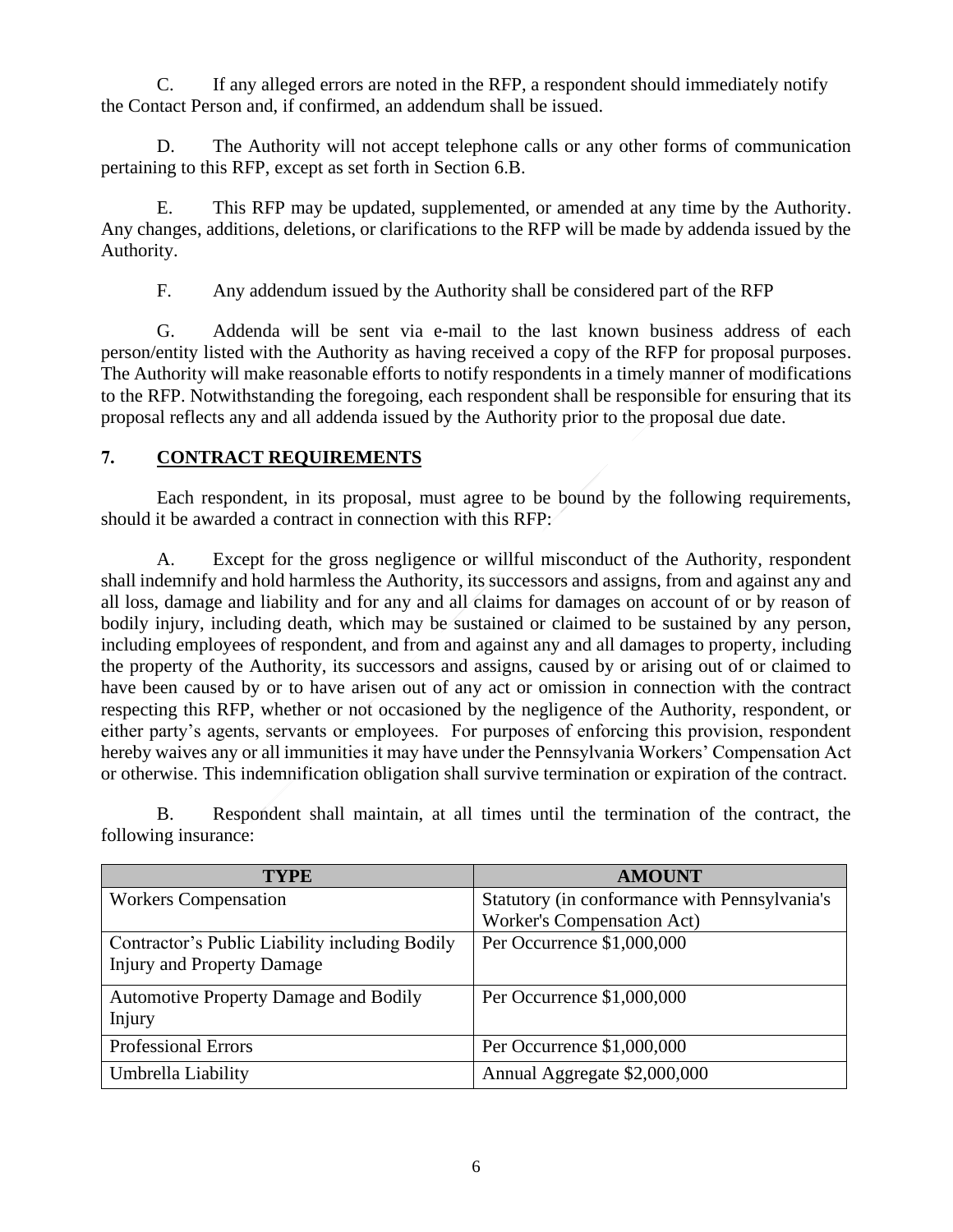C. If any alleged errors are noted in the RFP, a respondent should immediately notify the Contact Person and, if confirmed, an addendum shall be issued.

D. The Authority will not accept telephone calls or any other forms of communication pertaining to this RFP, except as set forth in Section 6.B.

E. This RFP may be updated, supplemented, or amended at any time by the Authority. Any changes, additions, deletions, or clarifications to the RFP will be made by addenda issued by the Authority.

F. Any addendum issued by the Authority shall be considered part of the RFP

G. Addenda will be sent via e-mail to the last known business address of each person/entity listed with the Authority as having received a copy of the RFP for proposal purposes. The Authority will make reasonable efforts to notify respondents in a timely manner of modifications to the RFP. Notwithstanding the foregoing, each respondent shall be responsible for ensuring that its proposal reflects any and all addenda issued by the Authority prior to the proposal due date.

## 7. CONTRACT REQUIREMENTS

Each respondent, in its proposal, must agree to be bound by the following requirements, should it be awarded a contract in connection with this RFP:

A. Except for the gross negligence or willful misconduct of the Authority, respondent shall indemnify and hold harmless the Authority, its successors and assigns, from and against any and all loss, damage and liability and for any and all claims for damages on account of or by reason of bodily injury, including death, which may be sustained or claimed to be sustained by any person, including employees of respondent, and from and against any and all damages to property, including the property of the Authority, its successors and assigns, caused by or arising out of or claimed to have been caused by or to have arisen out of any act or omission in connection with the contract respecting this RFP, whether or not occasioned by the negligence of the Authority, respondent, or either party's agents, servants or employees. For purposes of enforcing this provision, respondent hereby waives any or all immunities it may have under the Pennsylvania Workers' Compensation Act or otherwise. This indemnification obligation shall survive termination or expiration of the contract.

B. Respondent shall maintain, at all times until the termination of the contract, the following insurance:

| TYPE | AMOUNT |
|---|---|
| Workers Compensation | Statutory (in conformance with Pennsylvania's Worker's Compensation Act) |
| Contractor's Public Liability including Bodily Injury and Property Damage | Per Occurrence $1,000,000 |
| Automotive Property Damage and Bodily Injury | Per Occurrence $1,000,000 |
| Professional Errors | Per Occurrence $1,000,000 |
| Umbrella Liability | Annual Aggregate $2,000,000 |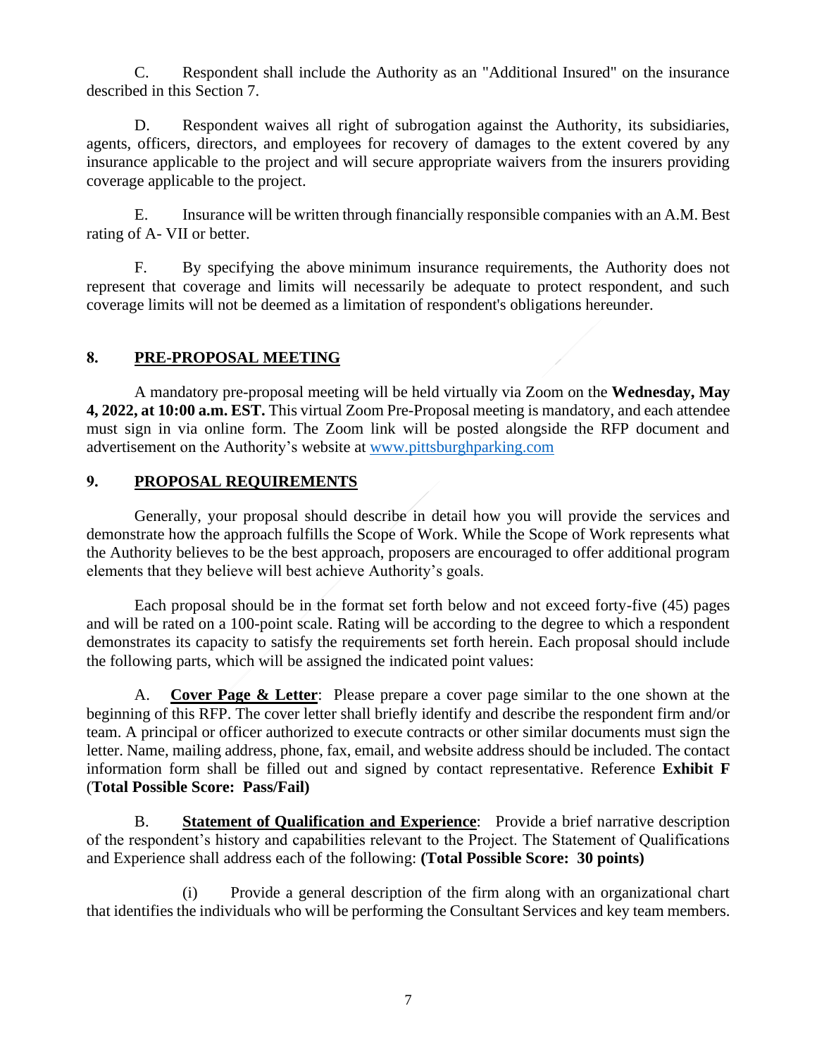C. Respondent shall include the Authority as an "Additional Insured" on the insurance described in this Section 7.

D. Respondent waives all right of subrogation against the Authority, its subsidiaries, agents, officers, directors, and employees for recovery of damages to the extent covered by any insurance applicable to the project and will secure appropriate waivers from the insurers providing coverage applicable to the project.

E. Insurance will be written through financially responsible companies with an A.M. Best rating of A- VII or better.

F. By specifying the above minimum insurance requirements, the Authority does not represent that coverage and limits will necessarily be adequate to protect respondent, and such coverage limits will not be deemed as a limitation of respondent's obligations hereunder.

## 8. PRE-PROPOSAL MEETING

A mandatory pre-proposal meeting will be held virtually via Zoom on the **Wednesday, May 4, 2022, at 10:00 a.m. EST.** This virtual Zoom Pre-Proposal meeting is mandatory, and each attendee must sign in via online form. The Zoom link will be posted alongside the RFP document and advertisement on the Authority's website at [www.pittsburghparking.com](http://www.pittsburghparking.com)

## 9. PROPOSAL REQUIREMENTS

Generally, your proposal should describe in detail how you will provide the services and demonstrate how the approach fulfills the Scope of Work. While the Scope of Work represents what the Authority believes to be the best approach, proposers are encouraged to offer additional program elements that they believe will best achieve Authority's goals.

Each proposal should be in the format set forth below and not exceed forty-five (45) pages and will be rated on a 100-point scale. Rating will be according to the degree to which a respondent demonstrates its capacity to satisfy the requirements set forth herein. Each proposal should include the following parts, which will be assigned the indicated point values:

A. **Cover Page & Letter**: Please prepare a cover page similar to the one shown at the beginning of this RFP. The cover letter shall briefly identify and describe the respondent firm and/or team. A principal or officer authorized to execute contracts or other similar documents must sign the letter. Name, mailing address, phone, fax, email, and website address should be included. The contact information form shall be filled out and signed by contact representative. Reference **Exhibit F** (**Total Possible Score: Pass/Fail)**

B. **Statement of Qualification and Experience**: Provide a brief narrative description of the respondent's history and capabilities relevant to the Project. The Statement of Qualifications and Experience shall address each of the following: **(Total Possible Score: 30 points)**

(i) Provide a general description of the firm along with an organizational chart that identifies the individuals who will be performing the Consultant Services and key team members.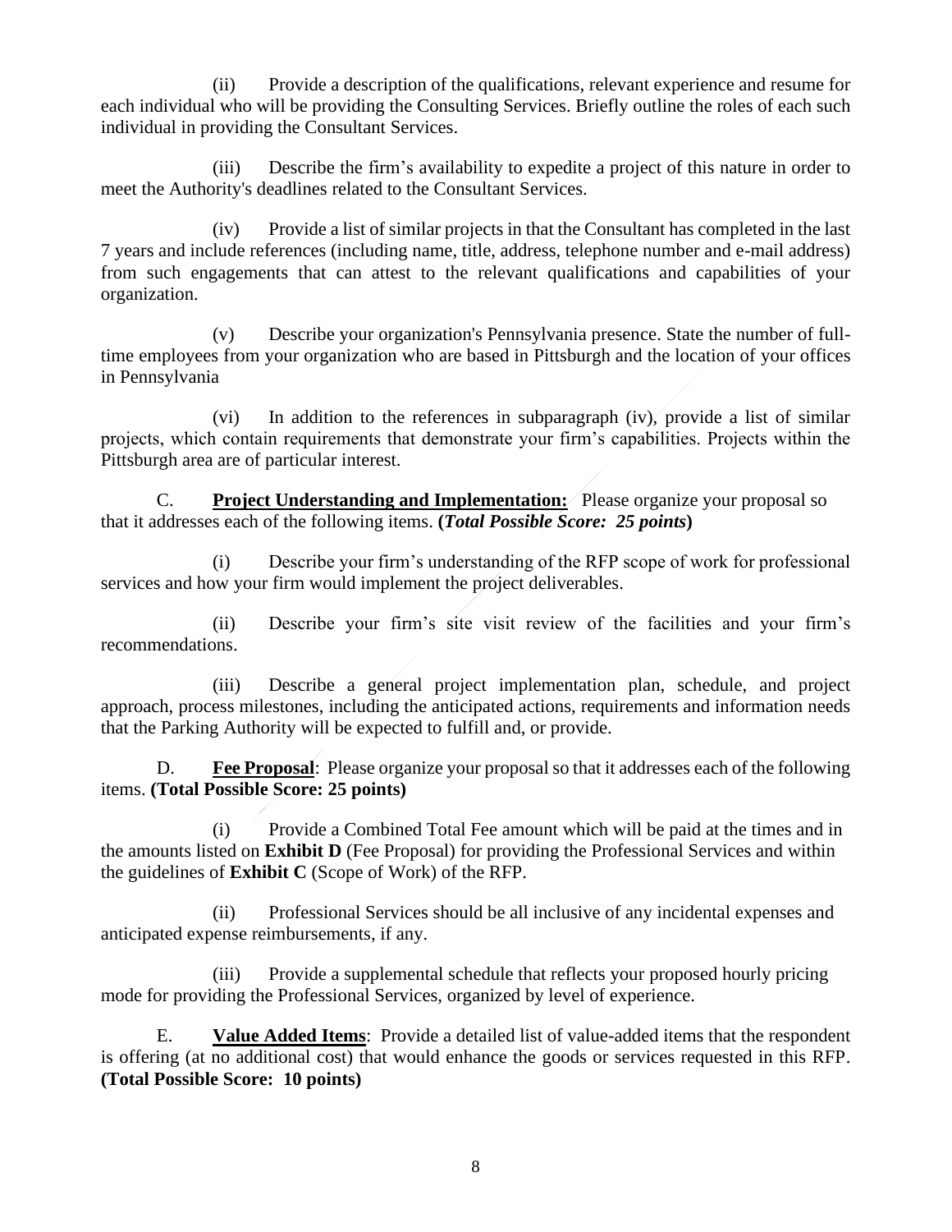(ii) Provide a description of the qualifications, relevant experience and resume for each individual who will be providing the Consulting Services. Briefly outline the roles of each such individual in providing the Consultant Services.

(iii) Describe the firm's availability to expedite a project of this nature in order to meet the Authority's deadlines related to the Consultant Services.

(iv) Provide a list of similar projects in that the Consultant has completed in the last 7 years and include references (including name, title, address, telephone number and e-mail address) from such engagements that can attest to the relevant qualifications and capabilities of your organization.

(v) Describe your organization's Pennsylvania presence. State the number of full-time employees from your organization who are based in Pittsburgh and the location of your offices in Pennsylvania

(vi) In addition to the references in subparagraph (iv), provide a list of similar projects, which contain requirements that demonstrate your firm's capabilities. Projects within the Pittsburgh area are of particular interest.

C. **<u>Project Understanding and Implementation:</u>** Please organize your proposal so that it addresses each of the following items. **(*Total Possible Score: 25 points*)**

(i) Describe your firm's understanding of the RFP scope of work for professional services and how your firm would implement the project deliverables.

(ii) Describe your firm's site visit review of the facilities and your firm's recommendations.

(iii) Describe a general project implementation plan, schedule, and project approach, process milestones, including the anticipated actions, requirements and information needs that the Parking Authority will be expected to fulfill and, or provide.

D. **<u>Fee Proposal</u>**: Please organize your proposal so that it addresses each of the following items. **(Total Possible Score: 25 points)**

(i) Provide a Combined Total Fee amount which will be paid at the times and in the amounts listed on **Exhibit D** (Fee Proposal) for providing the Professional Services and within the guidelines of **Exhibit C** (Scope of Work) of the RFP.

(ii) Professional Services should be all inclusive of any incidental expenses and anticipated expense reimbursements, if any.

(iii) Provide a supplemental schedule that reflects your proposed hourly pricing mode for providing the Professional Services, organized by level of experience.

E. **<u>Value Added Items</u>**: Provide a detailed list of value-added items that the respondent is offering (at no additional cost) that would enhance the goods or services requested in this RFP. **(Total Possible Score: 10 points)**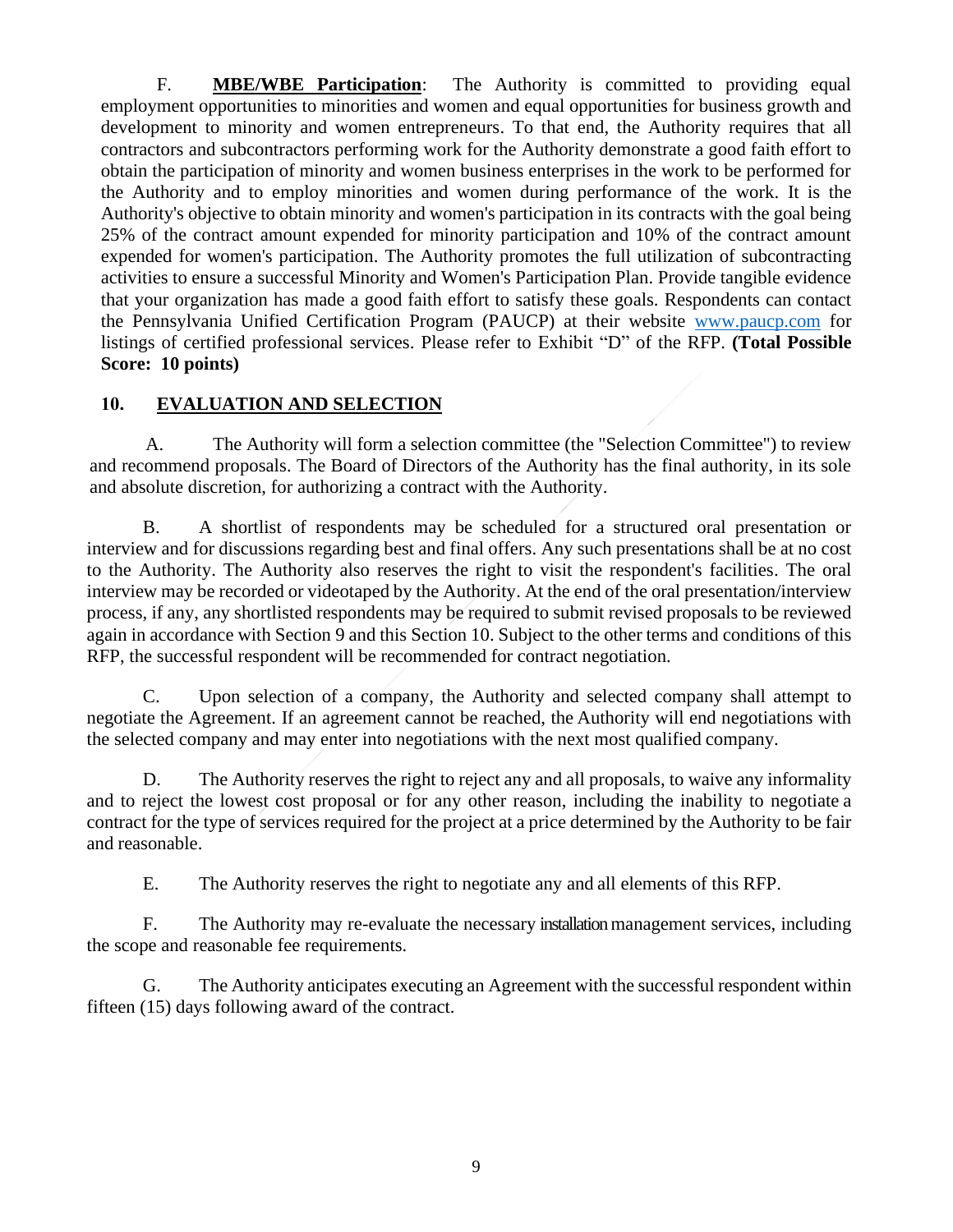F. **MBE/WBE Participation**: The Authority is committed to providing equal employment opportunities to minorities and women and equal opportunities for business growth and development to minority and women entrepreneurs. To that end, the Authority requires that all contractors and subcontractors performing work for the Authority demonstrate a good faith effort to obtain the participation of minority and women business enterprises in the work to be performed for the Authority and to employ minorities and women during performance of the work. It is the Authority's objective to obtain minority and women's participation in its contracts with the goal being 25% of the contract amount expended for minority participation and 10% of the contract amount expended for women's participation. The Authority promotes the full utilization of subcontracting activities to ensure a successful Minority and Women's Participation Plan. Provide tangible evidence that your organization has made a good faith effort to satisfy these goals. Respondents can contact the Pennsylvania Unified Certification Program (PAUCP) at their website www.paucp.com for listings of certified professional services. Please refer to Exhibit "D" of the RFP. **(Total Possible Score: 10 points)**

## 10. EVALUATION AND SELECTION

A. The Authority will form a selection committee (the "Selection Committee") to review and recommend proposals. The Board of Directors of the Authority has the final authority, in its sole and absolute discretion, for authorizing a contract with the Authority.

B. A shortlist of respondents may be scheduled for a structured oral presentation or interview and for discussions regarding best and final offers. Any such presentations shall be at no cost to the Authority. The Authority also reserves the right to visit the respondent's facilities. The oral interview may be recorded or videotaped by the Authority. At the end of the oral presentation/interview process, if any, any shortlisted respondents may be required to submit revised proposals to be reviewed again in accordance with Section 9 and this Section 10. Subject to the other terms and conditions of this RFP, the successful respondent will be recommended for contract negotiation.

C. Upon selection of a company, the Authority and selected company shall attempt to negotiate the Agreement. If an agreement cannot be reached, the Authority will end negotiations with the selected company and may enter into negotiations with the next most qualified company.

D. The Authority reserves the right to reject any and all proposals, to waive any informality and to reject the lowest cost proposal or for any other reason, including the inability to negotiate a contract for the type of services required for the project at a price determined by the Authority to be fair and reasonable.

E. The Authority reserves the right to negotiate any and all elements of this RFP.

F. The Authority may re-evaluate the necessary installation management services, including the scope and reasonable fee requirements.

G. The Authority anticipates executing an Agreement with the successful respondent within fifteen (15) days following award of the contract.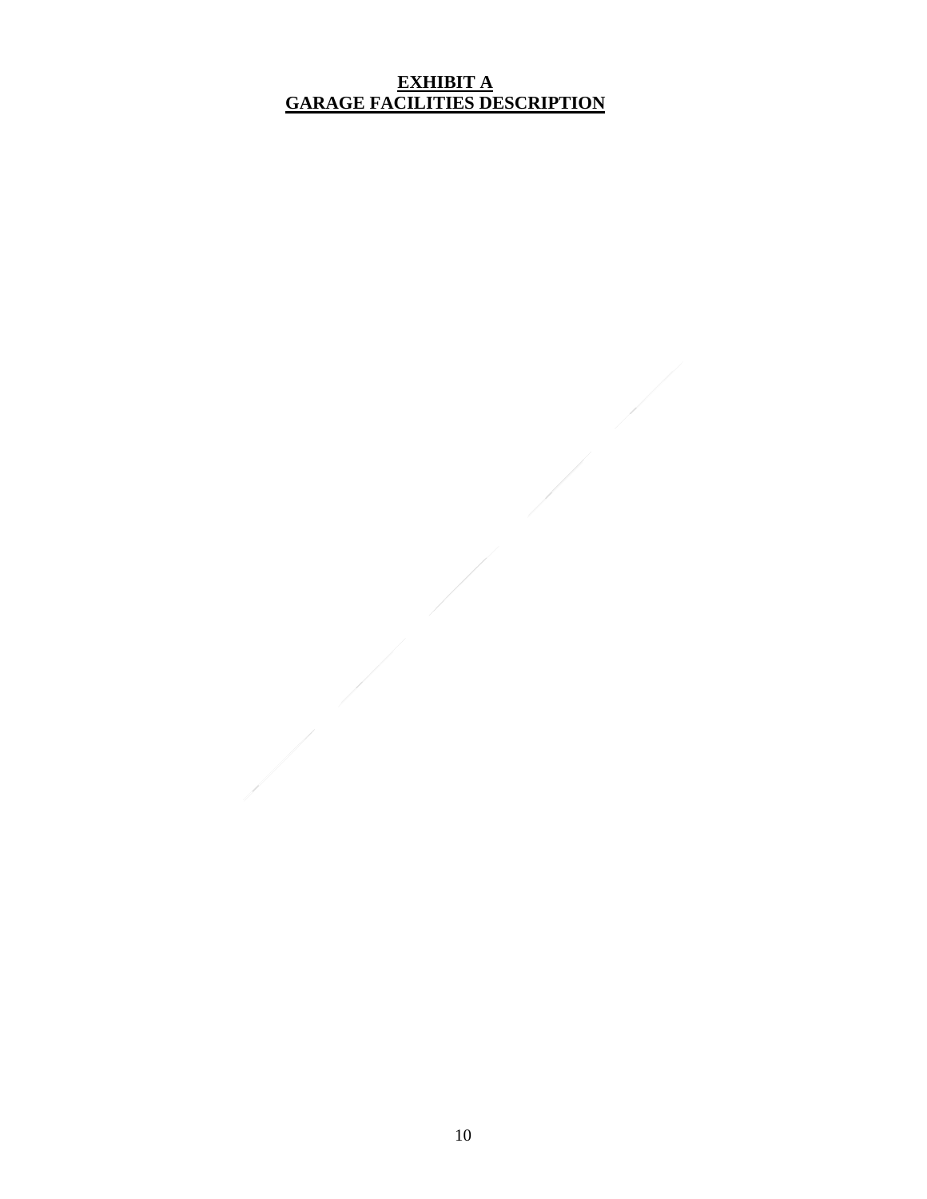# EXHIBIT A
# GARAGE FACILITIES DESCRIPTION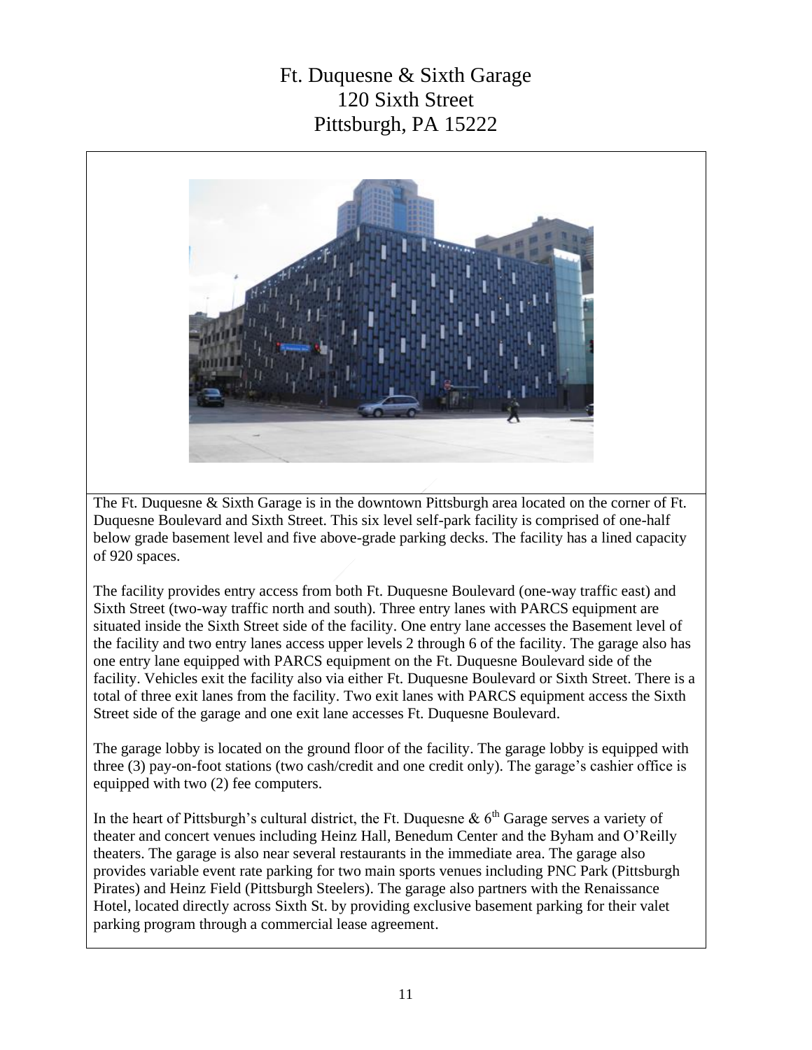# Ft. Duquesne & Sixth Garage
# 120 Sixth Street
# Pittsburgh, PA 15222

The Ft. Duquesne & Sixth Garage is in the downtown Pittsburgh area located on the corner of Ft. Duquesne Boulevard and Sixth Street. This six level self-park facility is comprised of one-half below grade basement level and five above-grade parking decks. The facility has a lined capacity of 920 spaces.

The facility provides entry access from both Ft. Duquesne Boulevard (one-way traffic east) and Sixth Street (two-way traffic north and south). Three entry lanes with PARCS equipment are situated inside the Sixth Street side of the facility. One entry lane accesses the Basement level of the facility and two entry lanes access upper levels 2 through 6 of the facility. The garage also has one entry lane equipped with PARCS equipment on the Ft. Duquesne Boulevard side of the facility. Vehicles exit the facility also via either Ft. Duquesne Boulevard or Sixth Street. There is a total of three exit lanes from the facility. Two exit lanes with PARCS equipment access the Sixth Street side of the garage and one exit lane accesses Ft. Duquesne Boulevard.

The garage lobby is located on the ground floor of the facility. The garage lobby is equipped with three (3) pay-on-foot stations (two cash/credit and one credit only). The garage's cashier office is equipped with two (2) fee computers.

In the heart of Pittsburgh's cultural district, the Ft. Duquesne & 6th Garage serves a variety of theater and concert venues including Heinz Hall, Benedum Center and the Byham and O'Reilly theaters. The garage is also near several restaurants in the immediate area. The garage also provides variable event rate parking for two main sports venues including PNC Park (Pittsburgh Pirates) and Heinz Field (Pittsburgh Steelers). The garage also partners with the Renaissance Hotel, located directly across Sixth St. by providing exclusive basement parking for their valet parking program through a commercial lease agreement.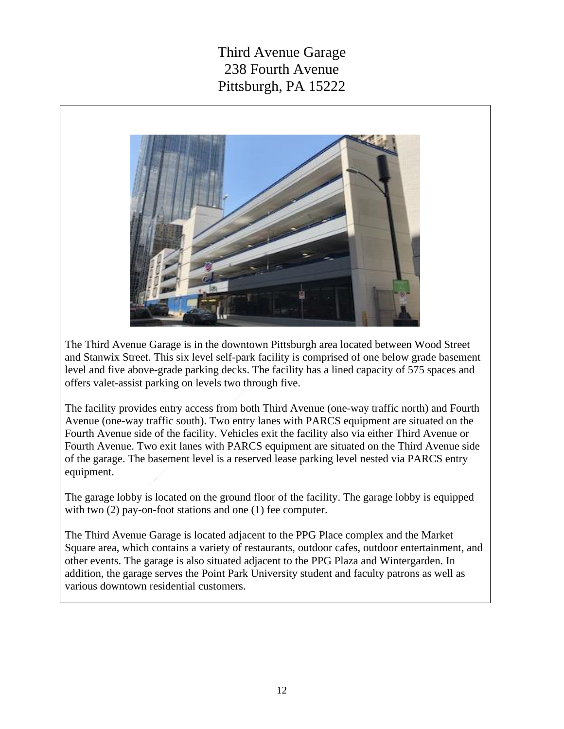# Third Avenue Garage
# 238 Fourth Avenue
# Pittsburgh, PA 15222

The Third Avenue Garage is in the downtown Pittsburgh area located between Wood Street and Stanwix Street. This six level self-park facility is comprised of one below grade basement level and five above-grade parking decks. The facility has a lined capacity of 575 spaces and offers valet-assist parking on levels two through five.

The facility provides entry access from both Third Avenue (one-way traffic north) and Fourth Avenue (one-way traffic south). Two entry lanes with PARCS equipment are situated on the Fourth Avenue side of the facility. Vehicles exit the facility also via either Third Avenue or Fourth Avenue. Two exit lanes with PARCS equipment are situated on the Third Avenue side of the garage. The basement level is a reserved lease parking level nested via PARCS entry equipment.

The garage lobby is located on the ground floor of the facility. The garage lobby is equipped with two (2) pay-on-foot stations and one (1) fee computer.

The Third Avenue Garage is located adjacent to the PPG Place complex and the Market Square area, which contains a variety of restaurants, outdoor cafes, outdoor entertainment, and other events. The garage is also situated adjacent to the PPG Plaza and Wintergarden. In addition, the garage serves the Point Park University student and faculty patrons as well as various downtown residential customers.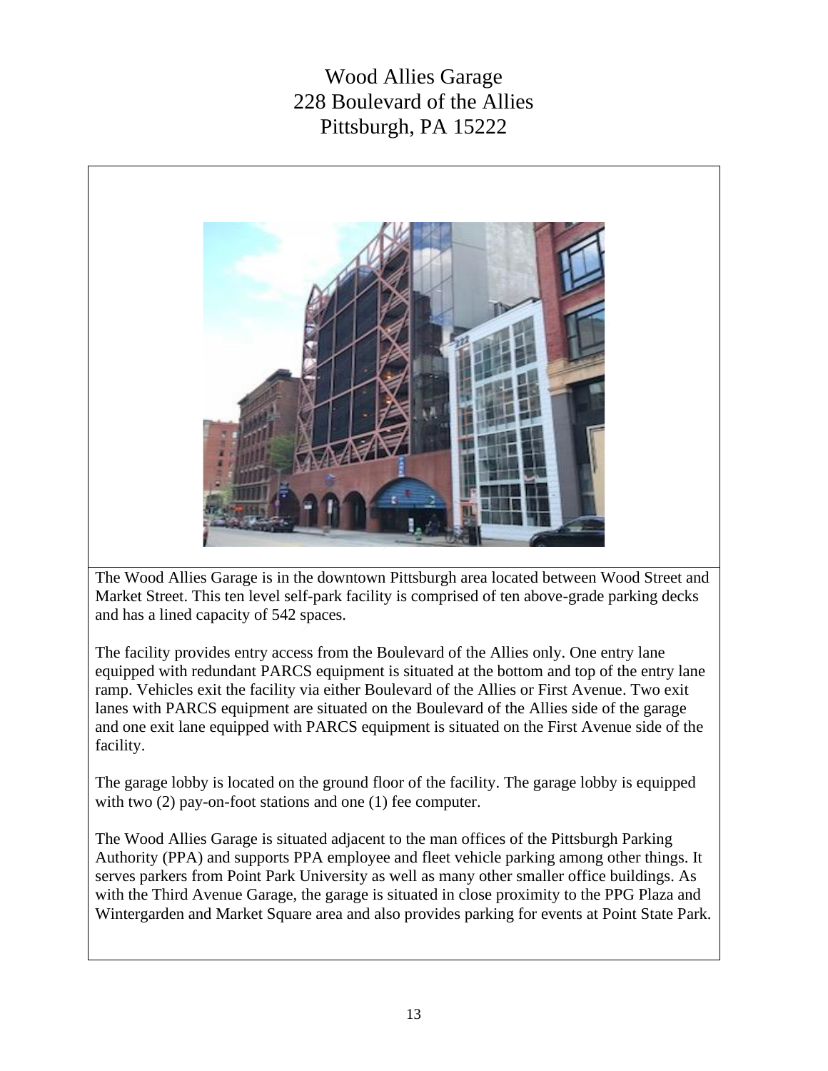# Wood Allies Garage
# 228 Boulevard of the Allies
# Pittsburgh, PA 15222

The Wood Allies Garage is in the downtown Pittsburgh area located between Wood Street and Market Street. This ten level self-park facility is comprised of ten above-grade parking decks and has a lined capacity of 542 spaces.

The facility provides entry access from the Boulevard of the Allies only. One entry lane equipped with redundant PARCS equipment is situated at the bottom and top of the entry lane ramp. Vehicles exit the facility via either Boulevard of the Allies or First Avenue. Two exit lanes with PARCS equipment are situated on the Boulevard of the Allies side of the garage and one exit lane equipped with PARCS equipment is situated on the First Avenue side of the facility.

The garage lobby is located on the ground floor of the facility. The garage lobby is equipped with two (2) pay-on-foot stations and one (1) fee computer.

The Wood Allies Garage is situated adjacent to the man offices of the Pittsburgh Parking Authority (PPA) and supports PPA employee and fleet vehicle parking among other things. It serves parkers from Point Park University as well as many other smaller office buildings. As with the Third Avenue Garage, the garage is situated in close proximity to the PPG Plaza and Wintergarden and Market Square area and also provides parking for events at Point State Park.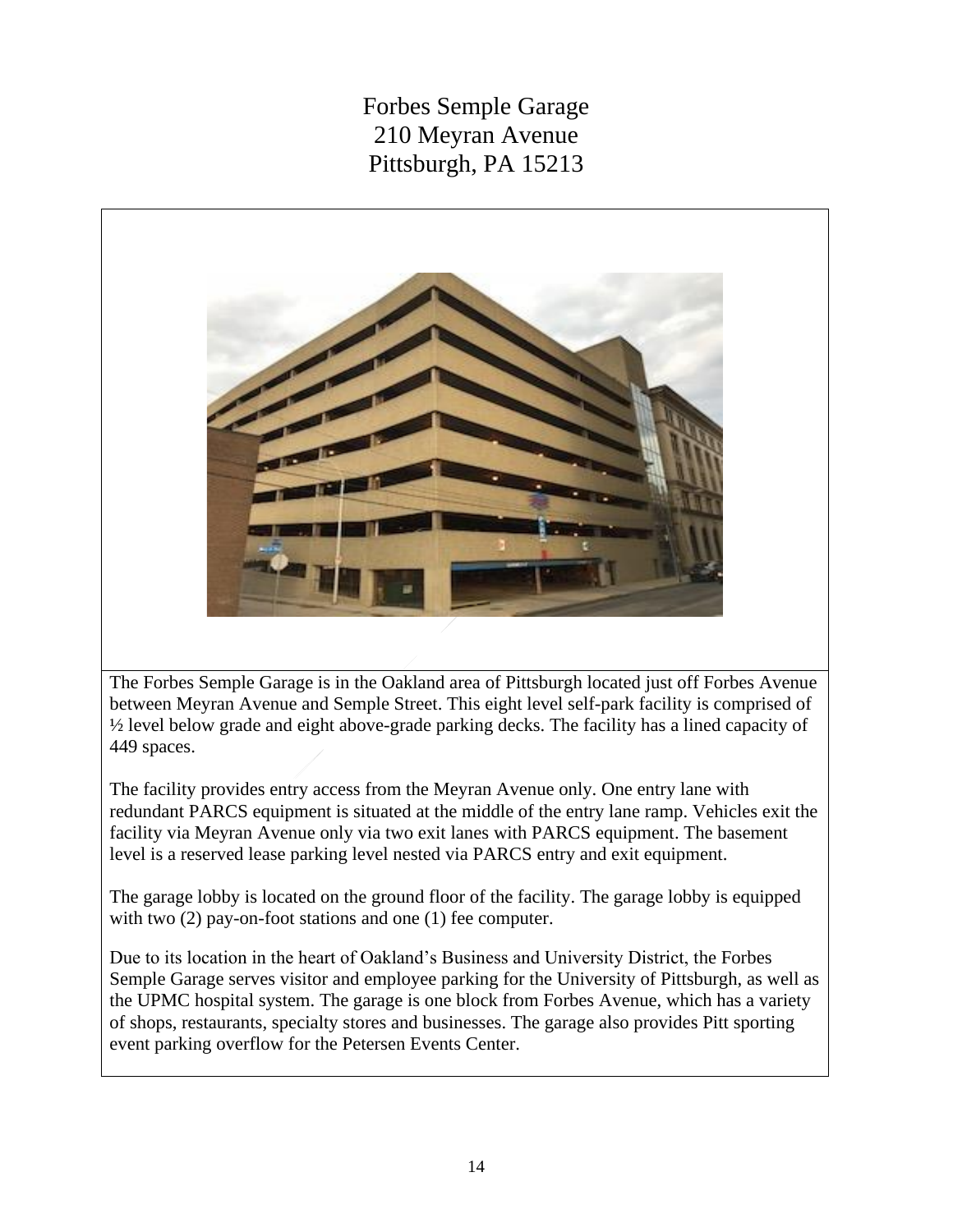# Forbes Semple Garage
# 210 Meyran Avenue
# Pittsburgh, PA 15213

The Forbes Semple Garage is in the Oakland area of Pittsburgh located just off Forbes Avenue between Meyran Avenue and Semple Street. This eight level self-park facility is comprised of ½ level below grade and eight above-grade parking decks. The facility has a lined capacity of 449 spaces.

The facility provides entry access from the Meyran Avenue only. One entry lane with redundant PARCS equipment is situated at the middle of the entry lane ramp. Vehicles exit the facility via Meyran Avenue only via two exit lanes with PARCS equipment. The basement level is a reserved lease parking level nested via PARCS entry and exit equipment.

The garage lobby is located on the ground floor of the facility. The garage lobby is equipped with two (2) pay-on-foot stations and one (1) fee computer.

Due to its location in the heart of Oakland's Business and University District, the Forbes Semple Garage serves visitor and employee parking for the University of Pittsburgh, as well as the UPMC hospital system. The garage is one block from Forbes Avenue, which has a variety of shops, restaurants, specialty stores and businesses. The garage also provides Pitt sporting event parking overflow for the Petersen Events Center.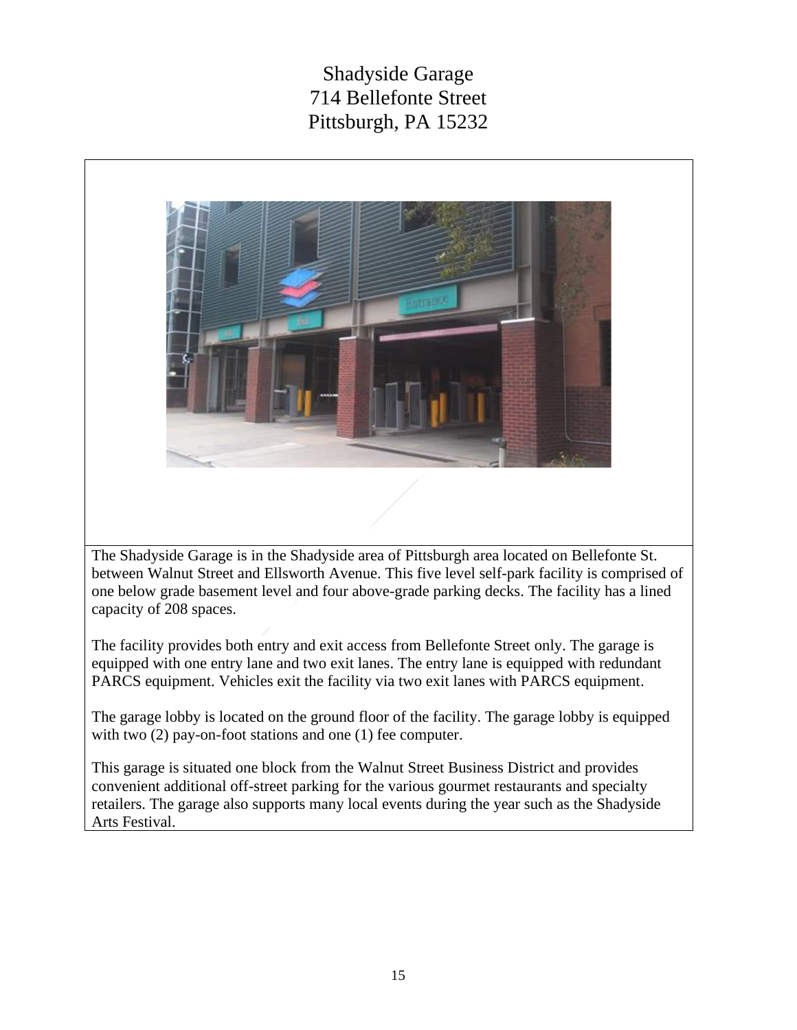# Shadyside Garage
# 714 Bellefonte Street
# Pittsburgh, PA 15232

The Shadyside Garage is in the Shadyside area of Pittsburgh area located on Bellefonte St. between Walnut Street and Ellsworth Avenue. This five level self-park facility is comprised of one below grade basement level and four above-grade parking decks. The facility has a lined capacity of 208 spaces.

The facility provides both entry and exit access from Bellefonte Street only. The garage is equipped with one entry lane and two exit lanes. The entry lane is equipped with redundant PARCS equipment. Vehicles exit the facility via two exit lanes with PARCS equipment.

The garage lobby is located on the ground floor of the facility. The garage lobby is equipped with two (2) pay-on-foot stations and one (1) fee computer.

This garage is situated one block from the Walnut Street Business District and provides convenient additional off-street parking for the various gourmet restaurants and specialty retailers. The garage also supports many local events during the year such as the Shadyside Arts Festival.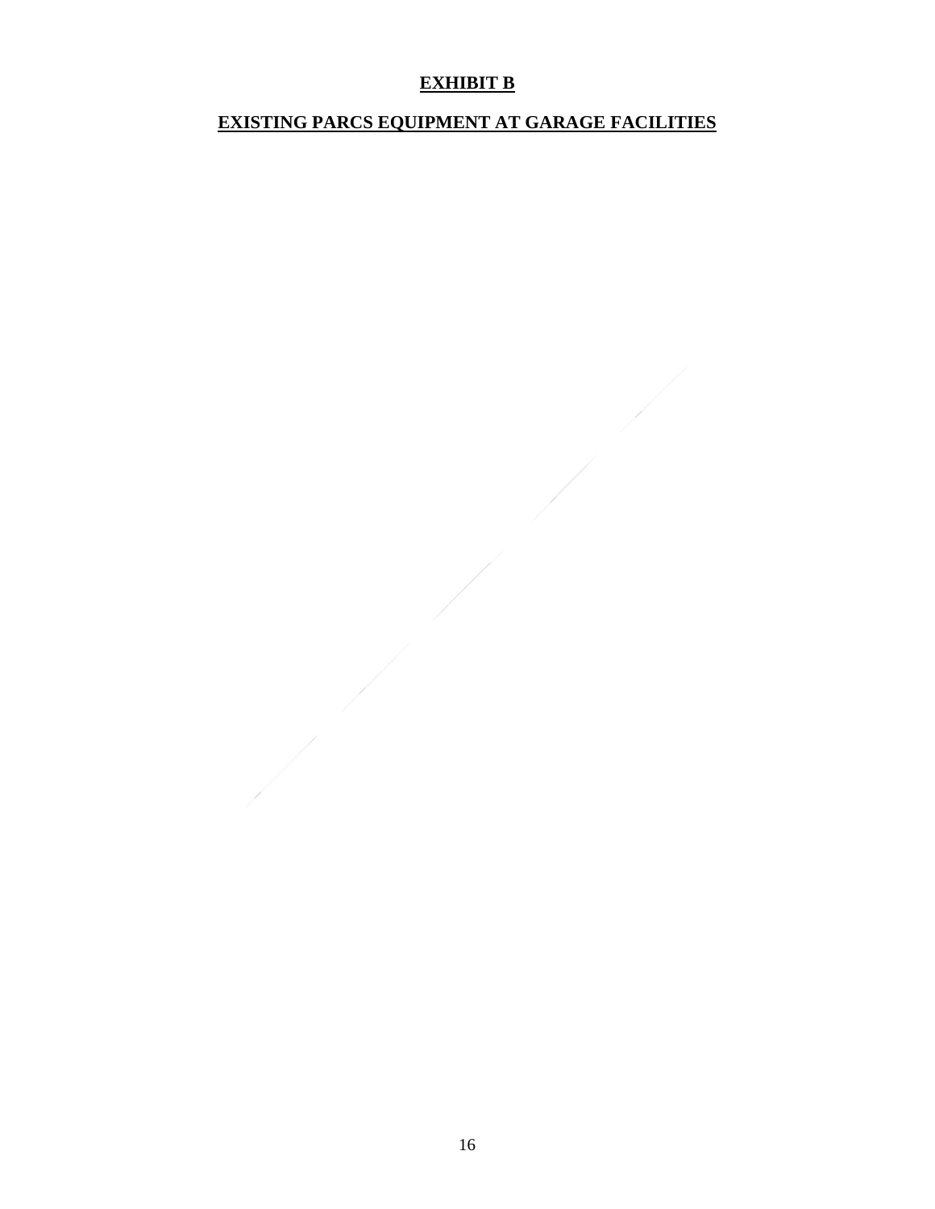**EXHIBIT B**

**EXISTING PARCS EQUIPMENT AT GARAGE FACILITIES**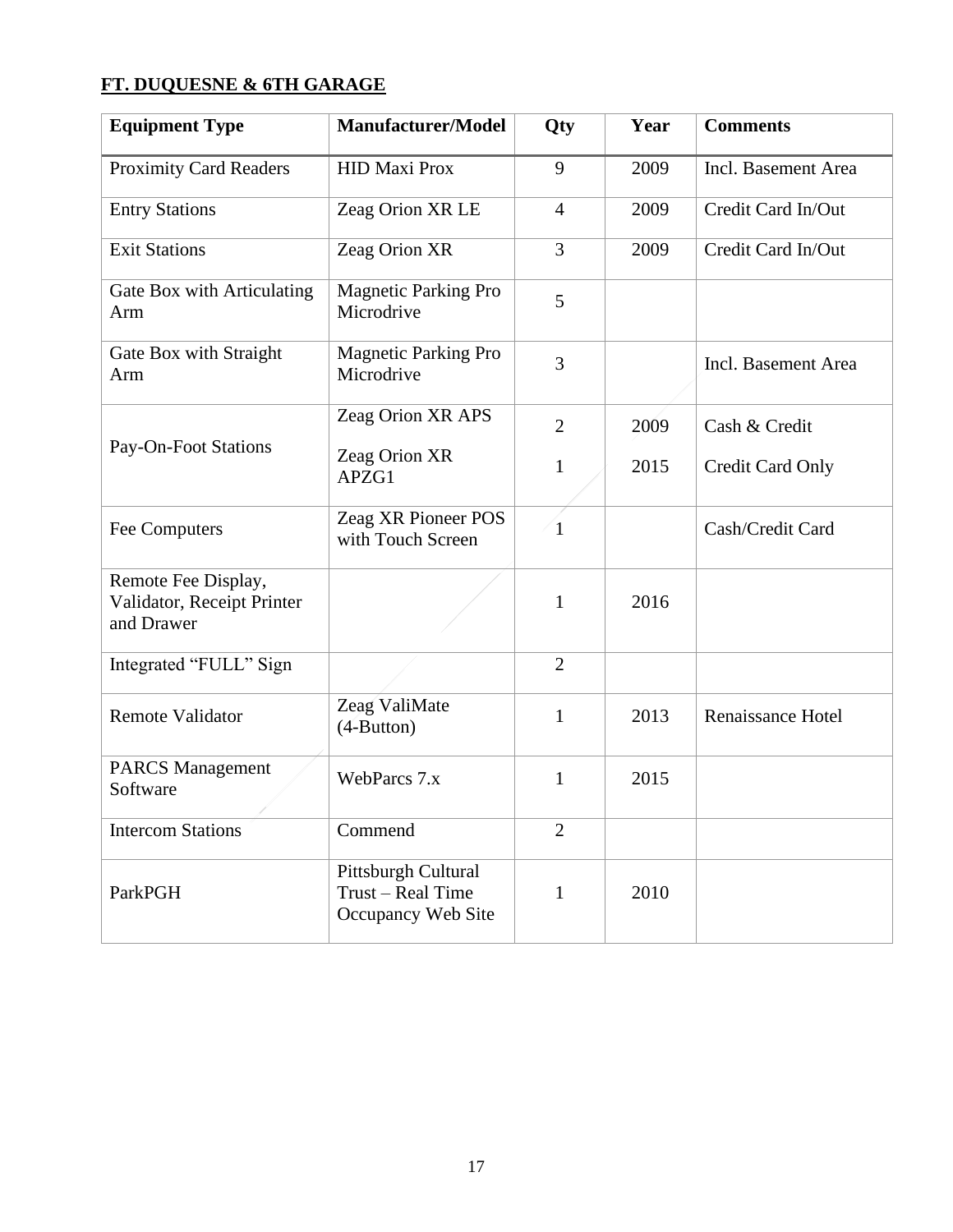**FT. DUQUESNE & 6TH GARAGE**

| Equipment Type | Manufacturer/Model | Qty | Year | Comments |
|---|---|---|---|---|
| Proximity Card Readers | HID Maxi Prox | 9 | 2009 | Incl. Basement Area |
| Entry Stations | Zeag Orion XR LE | 4 | 2009 | Credit Card In/Out |
| Exit Stations | Zeag Orion XR | 3 | 2009 | Credit Card In/Out |
| Gate Box with Articulating Arm | Magnetic Parking Pro Microdrive | 5 | | |
| Gate Box with Straight Arm | Magnetic Parking Pro Microdrive | 3 | | Incl. Basement Area |
| Pay-On-Foot Stations | Zeag Orion XR APS<br>Zeag Orion XR APZG1 | 2<br>1 | 2009<br>2015 | Cash & Credit<br>Credit Card Only |
| Fee Computers | Zeag XR Pioneer POS with Touch Screen | 1 | | Cash/Credit Card |
| Remote Fee Display, Validator, Receipt Printer and Drawer | | 1 | 2016 | |
| Integrated "FULL" Sign | | 2 | | |
| Remote Validator | Zeag ValiMate (4-Button) | 1 | 2013 | Renaissance Hotel |
| PARCS Management Software | WebParcs 7.x | 1 | 2015 | |
| Intercom Stations | Commend | 2 | | |
| ParkPGH | Pittsburgh Cultural Trust – Real Time Occupancy Web Site | 1 | 2010 | |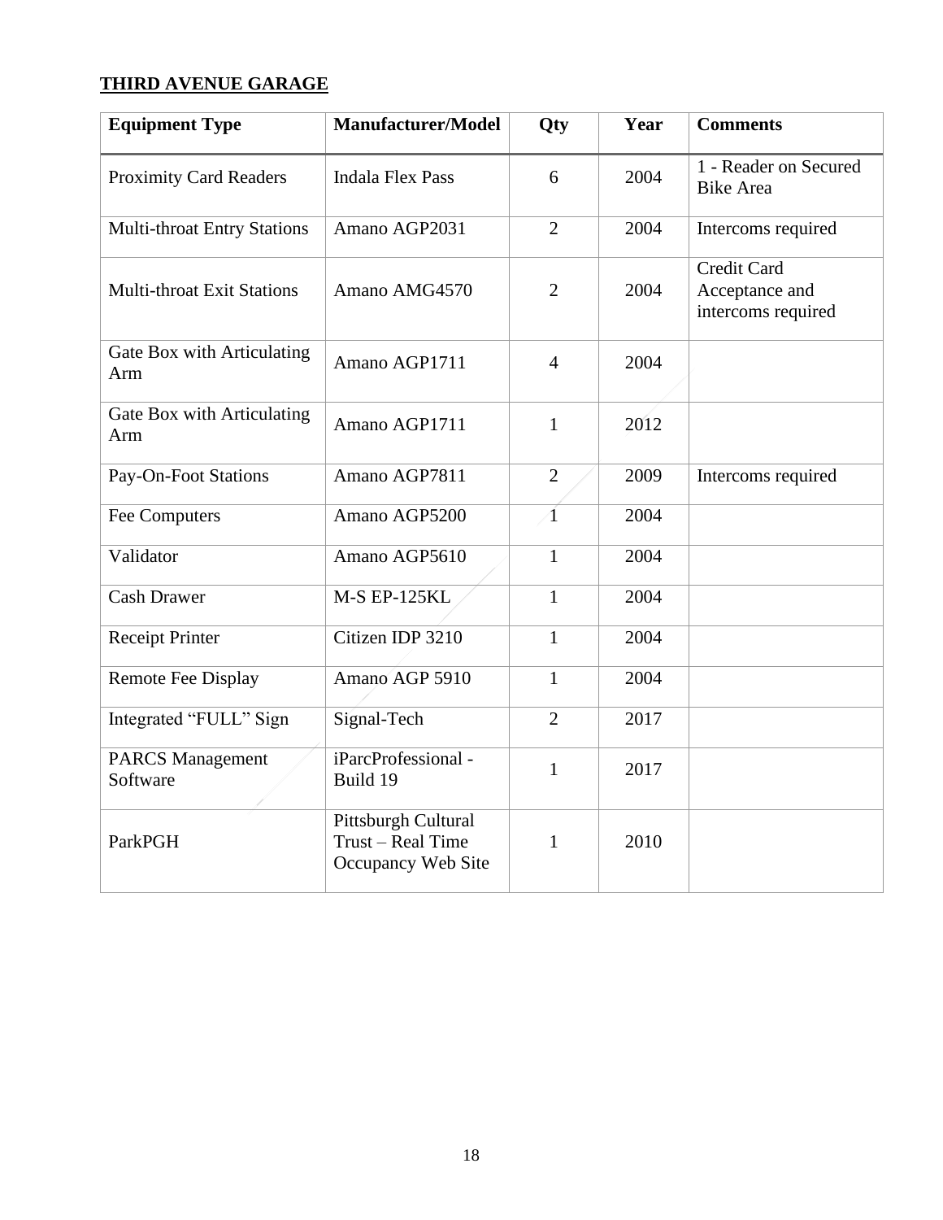**THIRD AVENUE GARAGE**

| Equipment Type | Manufacturer/Model | Qty | Year | Comments |
|---|---|---|---|---|
| Proximity Card Readers | Indala Flex Pass | 6 | 2004 | 1 - Reader on Secured Bike Area |
| Multi-throat Entry Stations | Amano AGP2031 | 2 | 2004 | Intercoms required |
| Multi-throat Exit Stations | Amano AMG4570 | 2 | 2004 | Credit Card Acceptance and intercoms required |
| Gate Box with Articulating Arm | Amano AGP1711 | 4 | 2004 | |
| Gate Box with Articulating Arm | Amano AGP1711 | 1 | 2012 | |
| Pay-On-Foot Stations | Amano AGP7811 | 2 | 2009 | Intercoms required |
| Fee Computers | Amano AGP5200 | 1 | 2004 | |
| Validator | Amano AGP5610 | 1 | 2004 | |
| Cash Drawer | M-S EP-125KL | 1 | 2004 | |
| Receipt Printer | Citizen IDP 3210 | 1 | 2004 | |
| Remote Fee Display | Amano AGP 5910 | 1 | 2004 | |
| Integrated "FULL" Sign | Signal-Tech | 2 | 2017 | |
| PARCS Management Software | iParcProfessional - Build 19 | 1 | 2017 | |
| ParkPGH | Pittsburgh Cultural Trust – Real Time Occupancy Web Site | 1 | 2010 | |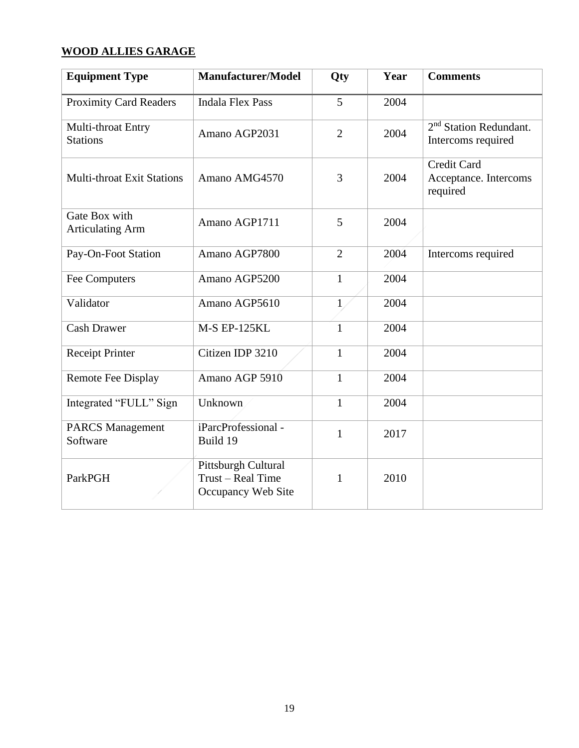**WOOD ALLIES GARAGE**

| Equipment Type | Manufacturer/Model | Qty | Year | Comments |
|---|---|---|---|---|
| Proximity Card Readers | Indala Flex Pass | 5 | 2004 | |
| Multi-throat Entry Stations | Amano AGP2031 | 2 | 2004 | 2nd Station Redundant. Intercoms required |
| Multi-throat Exit Stations | Amano AMG4570 | 3 | 2004 | Credit Card Acceptance. Intercoms required |
| Gate Box with Articulating Arm | Amano AGP1711 | 5 | 2004 | |
| Pay-On-Foot Station | Amano AGP7800 | 2 | 2004 | Intercoms required |
| Fee Computers | Amano AGP5200 | 1 | 2004 | |
| Validator | Amano AGP5610 | 1 | 2004 | |
| Cash Drawer | M-S EP-125KL | 1 | 2004 | |
| Receipt Printer | Citizen IDP 3210 | 1 | 2004 | |
| Remote Fee Display | Amano AGP 5910 | 1 | 2004 | |
| Integrated "FULL" Sign | Unknown | 1 | 2004 | |
| PARCS Management Software | iParcProfessional - Build 19 | 1 | 2017 | |
| ParkPGH | Pittsburgh Cultural Trust – Real Time Occupancy Web Site | 1 | 2010 | |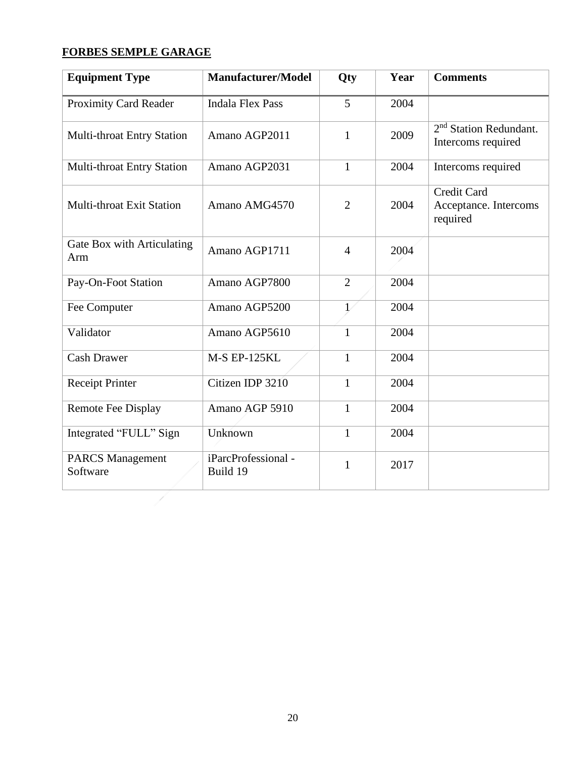**FORBES SEMPLE GARAGE**

| Equipment Type | Manufacturer/Model | Qty | Year | Comments |
|---|---|---|---|---|
| Proximity Card Reader | Indala Flex Pass | 5 | 2004 | |
| Multi-throat Entry Station | Amano AGP2011 | 1 | 2009 | 2nd Station Redundant. Intercoms required |
| Multi-throat Entry Station | Amano AGP2031 | 1 | 2004 | Intercoms required |
| Multi-throat Exit Station | Amano AMG4570 | 2 | 2004 | Credit Card Acceptance. Intercoms required |
| Gate Box with Articulating Arm | Amano AGP1711 | 4 | 2004 | |
| Pay-On-Foot Station | Amano AGP7800 | 2 | 2004 | |
| Fee Computer | Amano AGP5200 | 1 | 2004 | |
| Validator | Amano AGP5610 | 1 | 2004 | |
| Cash Drawer | M-S EP-125KL | 1 | 2004 | |
| Receipt Printer | Citizen IDP 3210 | 1 | 2004 | |
| Remote Fee Display | Amano AGP 5910 | 1 | 2004 | |
| Integrated "FULL" Sign | Unknown | 1 | 2004 | |
| PARCS Management Software | iParcProfessional - Build 19 | 1 | 2017 | |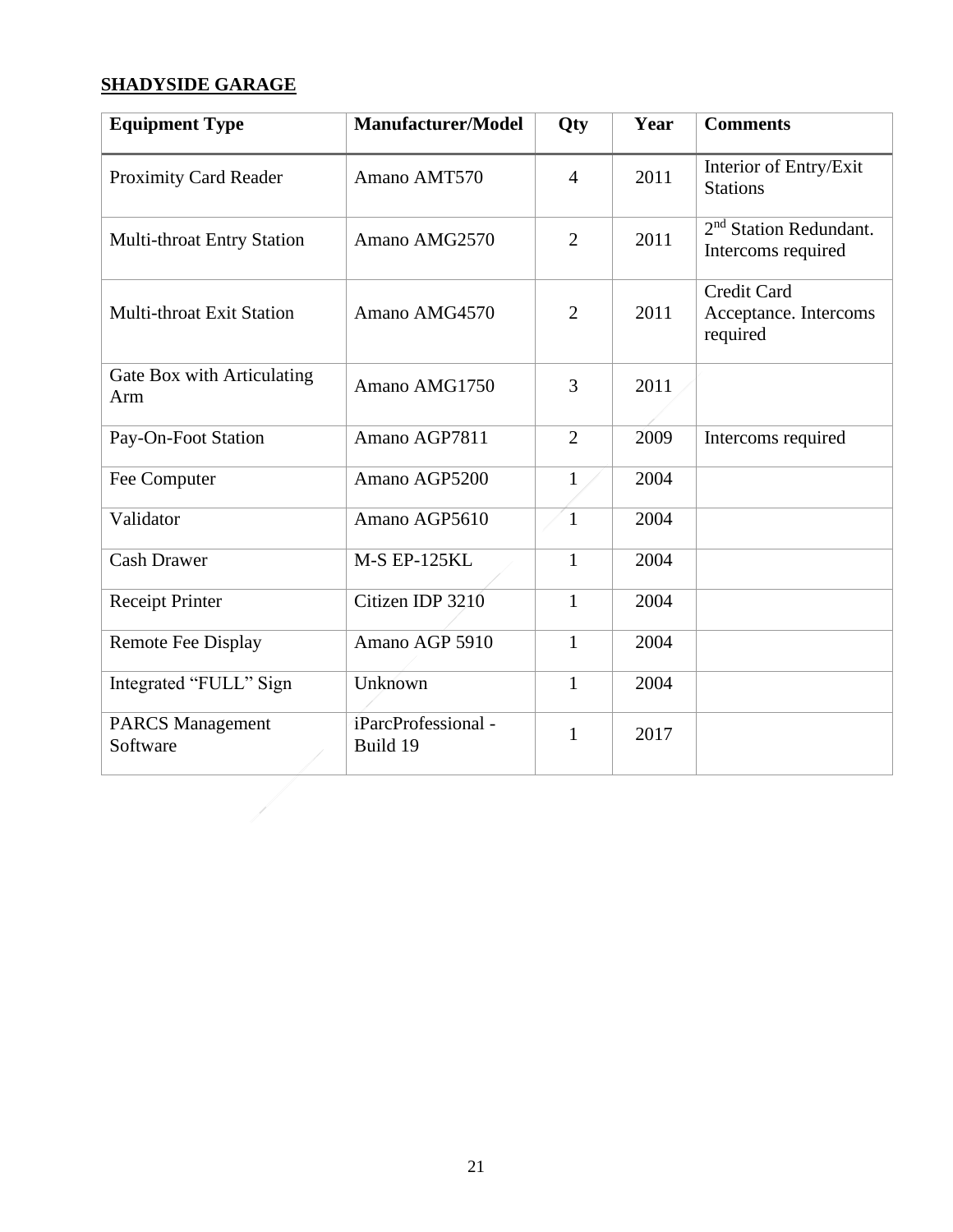**SHADYSIDE GARAGE**

| Equipment Type | Manufacturer/Model | Qty | Year | Comments |
|---|---|---|---|---|
| Proximity Card Reader | Amano AMT570 | 4 | 2011 | Interior of Entry/Exit Stations |
| Multi-throat Entry Station | Amano AMG2570 | 2 | 2011 | 2nd Station Redundant. Intercoms required |
| Multi-throat Exit Station | Amano AMG4570 | 2 | 2011 | Credit Card Acceptance. Intercoms required |
| Gate Box with Articulating Arm | Amano AMG1750 | 3 | 2011 | |
| Pay-On-Foot Station | Amano AGP7811 | 2 | 2009 | Intercoms required |
| Fee Computer | Amano AGP5200 | 1 | 2004 | |
| Validator | Amano AGP5610 | 1 | 2004 | |
| Cash Drawer | M-S EP-125KL | 1 | 2004 | |
| Receipt Printer | Citizen IDP 3210 | 1 | 2004 | |
| Remote Fee Display | Amano AGP 5910 | 1 | 2004 | |
| Integrated “FULL” Sign | Unknown | 1 | 2004 | |
| PARCS Management Software | iParcProfessional - Build 19 | 1 | 2017 | |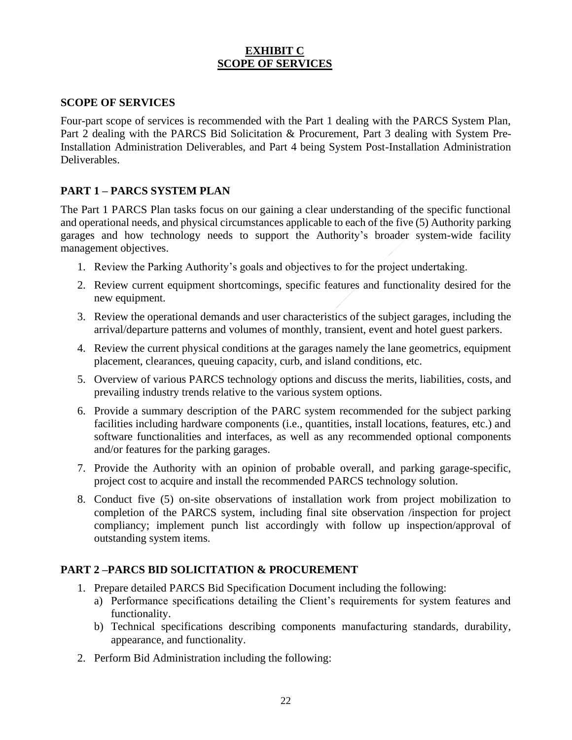# EXHIBIT C
# SCOPE OF SERVICES

## SCOPE OF SERVICES

Four-part scope of services is recommended with the Part 1 dealing with the PARCS System Plan, Part 2 dealing with the PARCS Bid Solicitation & Procurement, Part 3 dealing with System Pre-Installation Administration Deliverables, and Part 4 being System Post-Installation Administration Deliverables.

## PART 1 – PARCS SYSTEM PLAN

The Part 1 PARCS Plan tasks focus on our gaining a clear understanding of the specific functional and operational needs, and physical circumstances applicable to each of the five (5) Authority parking garages and how technology needs to support the Authority's broader system-wide facility management objectives.

1. Review the Parking Authority's goals and objectives to for the project undertaking.
2. Review current equipment shortcomings, specific features and functionality desired for the new equipment.
3. Review the operational demands and user characteristics of the subject garages, including the arrival/departure patterns and volumes of monthly, transient, event and hotel guest parkers.
4. Review the current physical conditions at the garages namely the lane geometrics, equipment placement, clearances, queuing capacity, curb, and island conditions, etc.
5. Overview of various PARCS technology options and discuss the merits, liabilities, costs, and prevailing industry trends relative to the various system options.
6. Provide a summary description of the PARC system recommended for the subject parking facilities including hardware components (i.e., quantities, install locations, features, etc.) and software functionalities and interfaces, as well as any recommended optional components and/or features for the parking garages.
7. Provide the Authority with an opinion of probable overall, and parking garage-specific, project cost to acquire and install the recommended PARCS technology solution.
8. Conduct five (5) on-site observations of installation work from project mobilization to completion of the PARCS system, including final site observation /inspection for project compliancy; implement punch list accordingly with follow up inspection/approval of outstanding system items.

## PART 2 –PARCS BID SOLICITATION & PROCUREMENT

1. Prepare detailed PARCS Bid Specification Document including the following:
   a) Performance specifications detailing the Client's requirements for system features and functionality.
   b) Technical specifications describing components manufacturing standards, durability, appearance, and functionality.
2. Perform Bid Administration including the following: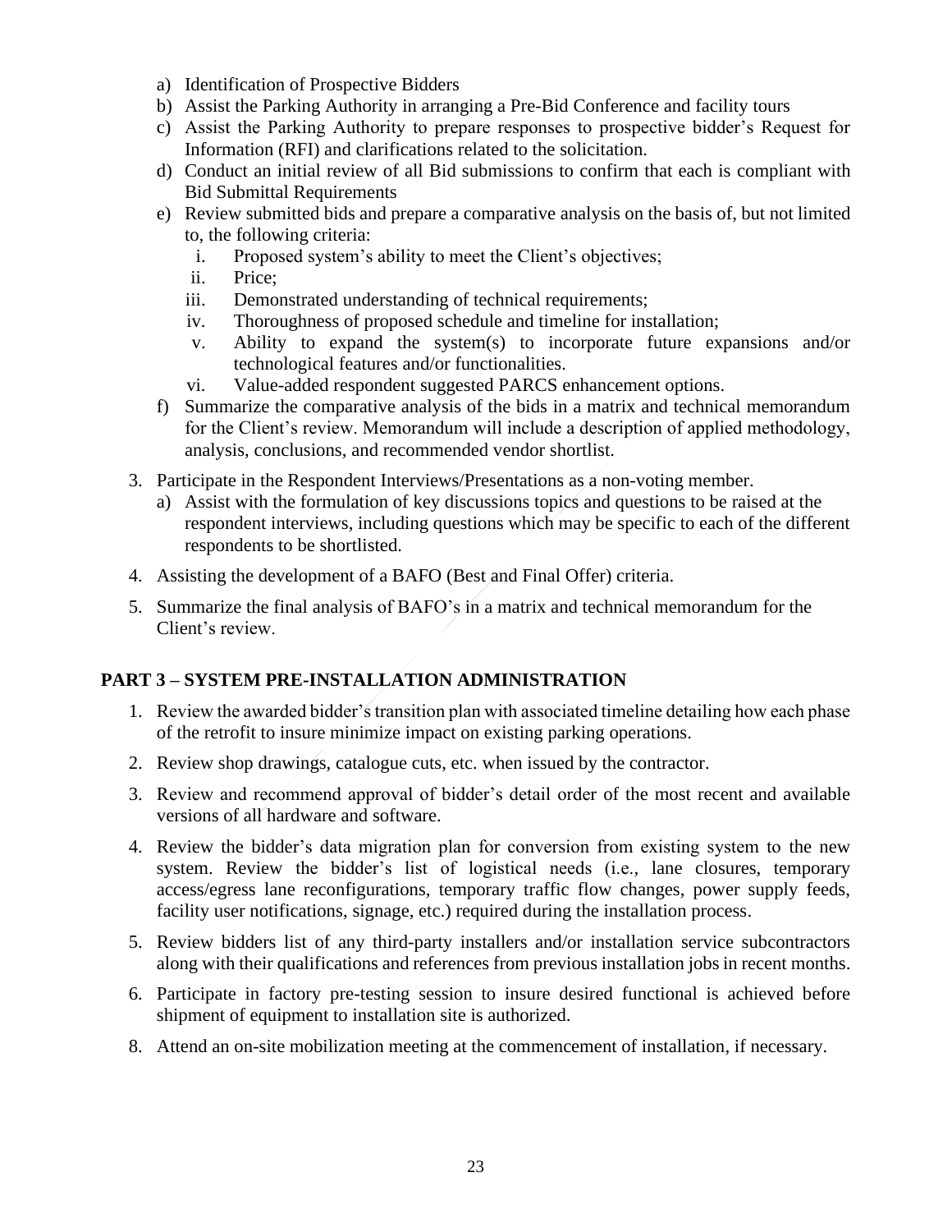a) Identification of Prospective Bidders
b) Assist the Parking Authority in arranging a Pre-Bid Conference and facility tours
c) Assist the Parking Authority to prepare responses to prospective bidder's Request for Information (RFI) and clarifications related to the solicitation.
d) Conduct an initial review of all Bid submissions to confirm that each is compliant with Bid Submittal Requirements
e) Review submitted bids and prepare a comparative analysis on the basis of, but not limited to, the following criteria:
   i. Proposed system's ability to meet the Client's objectives;
   ii. Price;
   iii. Demonstrated understanding of technical requirements;
   iv. Thoroughness of proposed schedule and timeline for installation;
   v. Ability to expand the system(s) to incorporate future expansions and/or technological features and/or functionalities.
   vi. Value-added respondent suggested PARCS enhancement options.
f) Summarize the comparative analysis of the bids in a matrix and technical memorandum for the Client's review. Memorandum will include a description of applied methodology, analysis, conclusions, and recommended vendor shortlist.

3. Participate in the Respondent Interviews/Presentations as a non-voting member.
   a) Assist with the formulation of key discussions topics and questions to be raised at the respondent interviews, including questions which may be specific to each of the different respondents to be shortlisted.

4. Assisting the development of a BAFO (Best and Final Offer) criteria.

5. Summarize the final analysis of BAFO's in a matrix and technical memorandum for the Client's review.

## PART 3 – SYSTEM PRE-INSTALLATION ADMINISTRATION

1. Review the awarded bidder's transition plan with associated timeline detailing how each phase of the retrofit to insure minimize impact on existing parking operations.

2. Review shop drawings, catalogue cuts, etc. when issued by the contractor.

3. Review and recommend approval of bidder's detail order of the most recent and available versions of all hardware and software.

4. Review the bidder's data migration plan for conversion from existing system to the new system. Review the bidder's list of logistical needs (i.e., lane closures, temporary access/egress lane reconfigurations, temporary traffic flow changes, power supply feeds, facility user notifications, signage, etc.) required during the installation process.

5. Review bidders list of any third-party installers and/or installation service subcontractors along with their qualifications and references from previous installation jobs in recent months.

6. Participate in factory pre-testing session to insure desired functional is achieved before shipment of equipment to installation site is authorized.

8. Attend an on-site mobilization meeting at the commencement of installation, if necessary.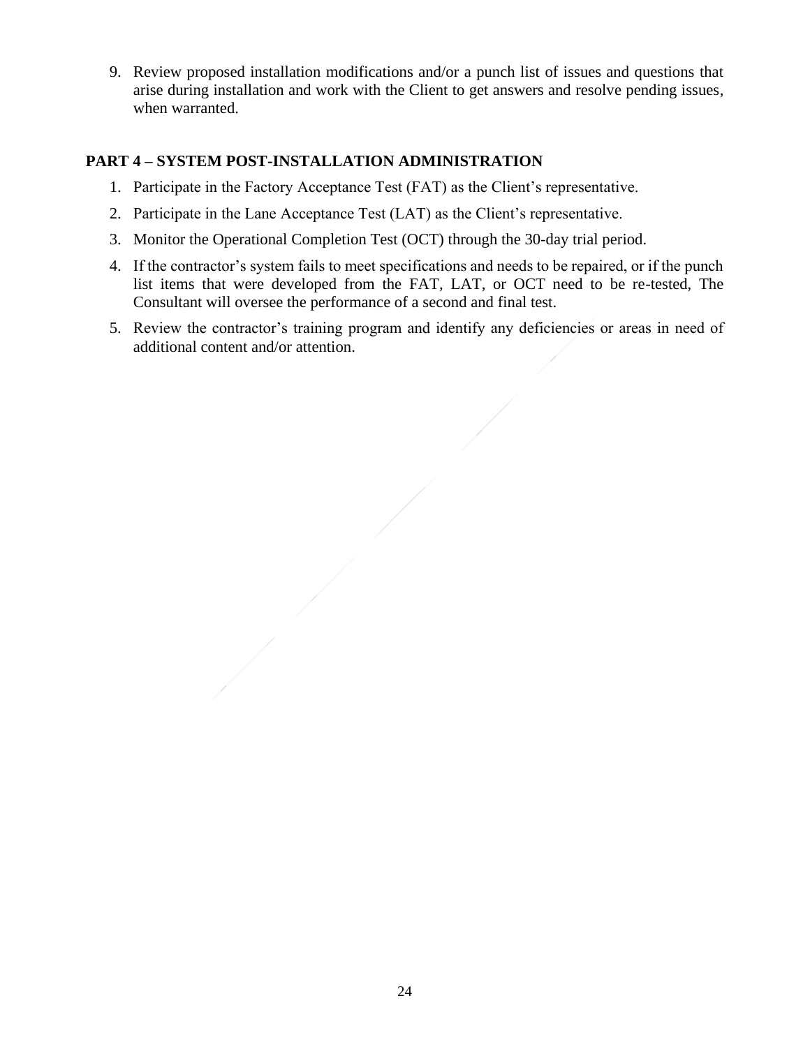9. Review proposed installation modifications and/or a punch list of issues and questions that arise during installation and work with the Client to get answers and resolve pending issues, when warranted.

## PART 4 – SYSTEM POST-INSTALLATION ADMINISTRATION

1. Participate in the Factory Acceptance Test (FAT) as the Client's representative.
2. Participate in the Lane Acceptance Test (LAT) as the Client's representative.
3. Monitor the Operational Completion Test (OCT) through the 30-day trial period.
4. If the contractor's system fails to meet specifications and needs to be repaired, or if the punch list items that were developed from the FAT, LAT, or OCT need to be re-tested, The Consultant will oversee the performance of a second and final test.
5. Review the contractor's training program and identify any deficiencies or areas in need of additional content and/or attention.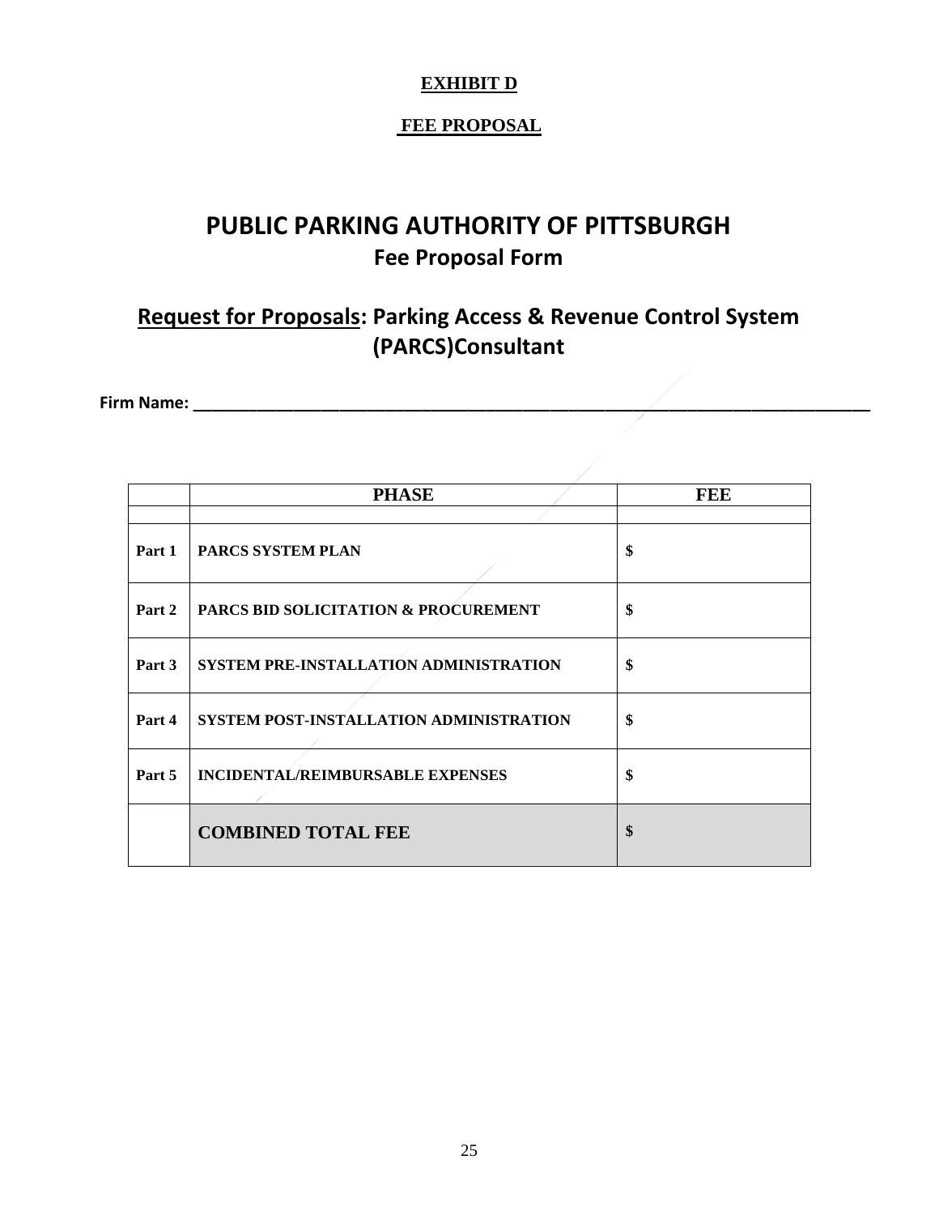**EXHIBIT D**

**FEE PROPOSAL**

# PUBLIC PARKING AUTHORITY OF PITTSBURGH

## Fee Proposal Form

## Request for Proposals: Parking Access & Revenue Control System (PARCS)Consultant

**Firm Name: \_\_\_\_\_\_\_\_\_\_\_\_\_\_\_\_\_\_\_\_\_\_\_\_\_\_\_\_\_\_\_\_\_\_\_\_\_\_\_\_\_\_\_\_\_\_\_\_\_\_\_\_\_\_\_\_\_\_\_\_\_\_\_\_\_\_\_\_\_\_\_\_\_\_\_\_**

| | PHASE | FEE |
|---|---|---|
| | | |
| **Part 1** | **PARCS SYSTEM PLAN** | **$** |
| **Part 2** | **PARCS BID SOLICITATION & PROCUREMENT** | **$** |
| **Part 3** | **SYSTEM PRE-INSTALLATION ADMINISTRATION** | **$** |
| **Part 4** | **SYSTEM POST-INSTALLATION ADMINISTRATION** | **$** |
| **Part 5** | **INCIDENTAL/REIMBURSABLE EXPENSES** | **$** |
| | **COMBINED TOTAL FEE** | **$** |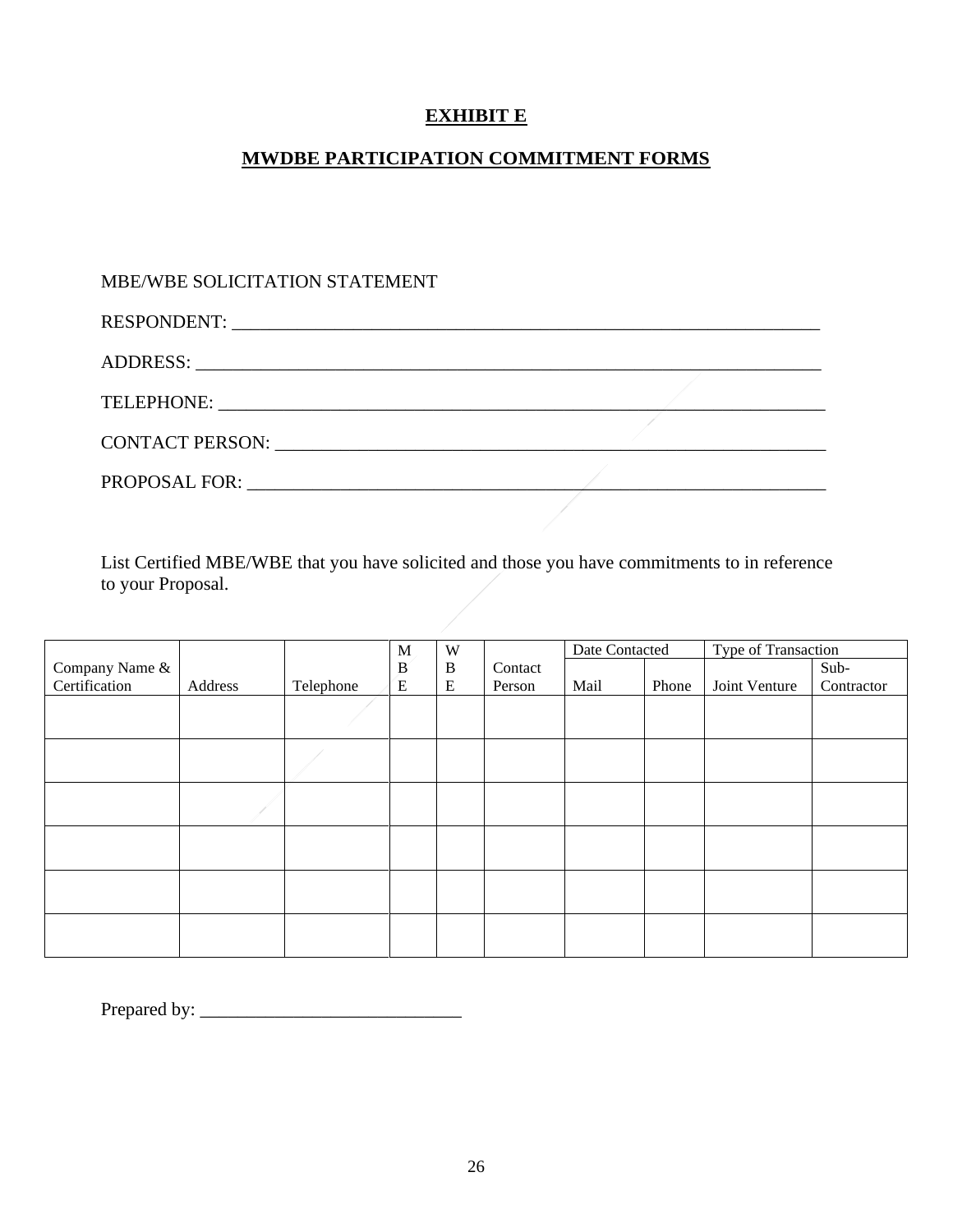# EXHIBIT E

## MWDBE PARTICIPATION COMMITMENT FORMS

MBE/WBE SOLICITATION STATEMENT

RESPONDENT: ___________________________________________________________________

ADDRESS: ______________________________________________________________________

TELEPHONE: ____________________________________________________________________

CONTACT PERSON: _______________________________________________________________

PROPOSAL FOR: _________________________________________________________________

List Certified MBE/WBE that you have solicited and those you have commitments to in reference to your Proposal.

| Company Name & Certification | Address | Telephone | MBE | WBE | Contact Person | Date Contacted | | Type of Transaction | |
|---|---|---|---|---|---|---|---|---|---|
| | | | | | | Mail | Phone | Joint Venture | Sub-Contractor |
| | | | | | | | | | |
| | | | | | | | | | |
| | | | | | | | | | |
| | | | | | | | | | |
| | | | | | | | | | |
| | | | | | | | | | |

Prepared by: _____________________________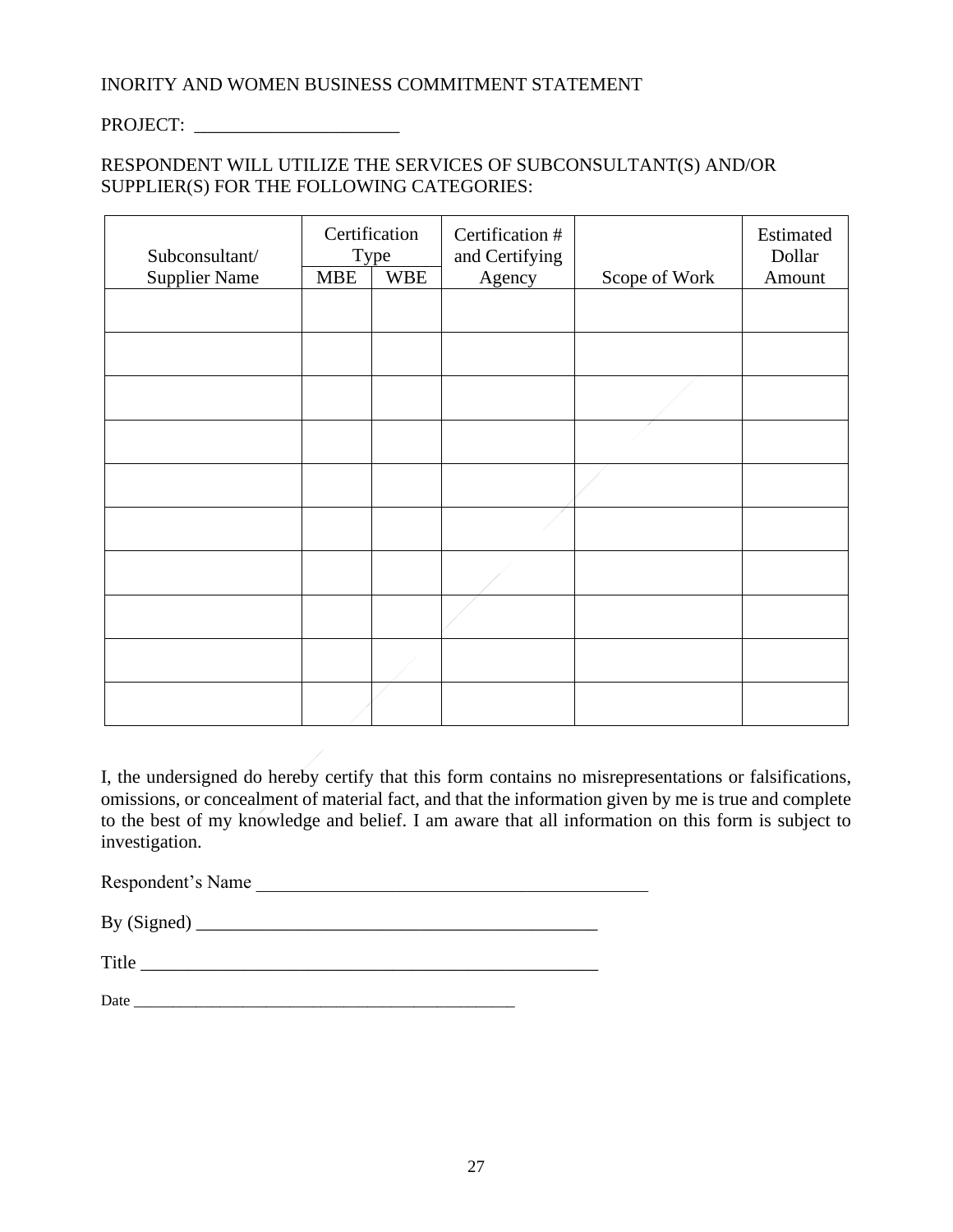INORITY AND WOMEN BUSINESS COMMITMENT STATEMENT

PROJECT: ______________________

RESPONDENT WILL UTILIZE THE SERVICES OF SUBCONSULTANT(S) AND/OR SUPPLIER(S) FOR THE FOLLOWING CATEGORIES:

| Subconsultant/ Supplier Name | Certification Type | | Certification # and Certifying Agency | Scope of Work | Estimated Dollar Amount |
|---|---|---|---|---|---|
| | MBE | WBE | | | |
| | | | | | |
| | | | | | |
| | | | | | |
| | | | | | |
| | | | | | |
| | | | | | |
| | | | | | |
| | | | | | |
| | | | | | |
| | | | | | |

I, the undersigned do hereby certify that this form contains no misrepresentations or falsifications, omissions, or concealment of material fact, and that the information given by me is true and complete to the best of my knowledge and belief. I am aware that all information on this form is subject to investigation.

Respondent's Name ___________________________________________

By (Signed) ____________________________________________

Title ___________________________________________________

Date ________________________________________________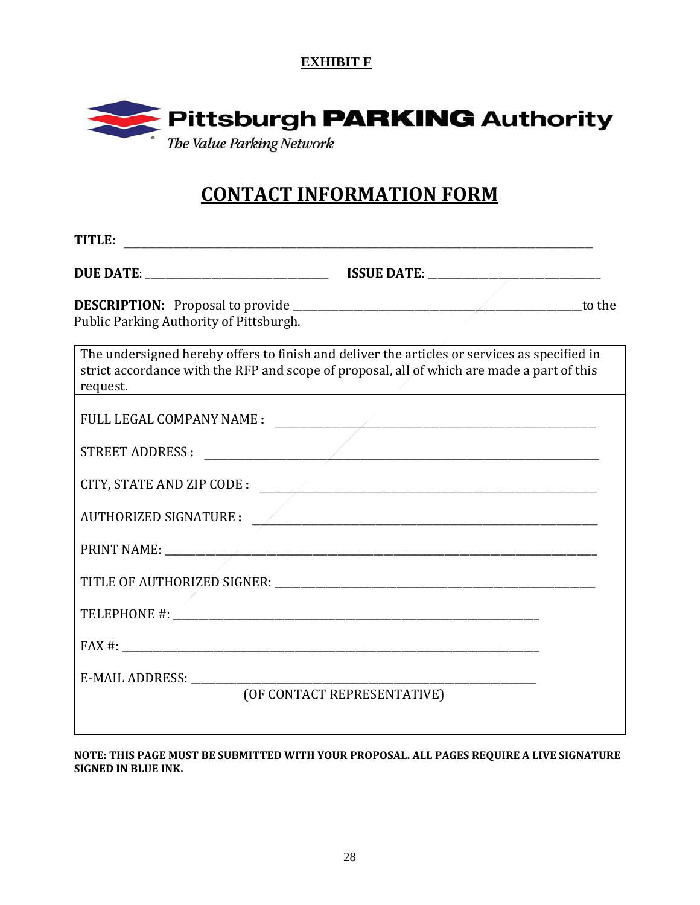**EXHIBIT F**

**Pittsburgh PARKING Authority**

*The Value Parking Network*

# CONTACT INFORMATION FORM

**TITLE:** ______________________________________________________________________

**DUE DATE**: ______________________________ **ISSUE DATE**: ____________________________

**DESCRIPTION:** Proposal to provide ______________________________________________ to the Public Parking Authority of Pittsburgh.

The undersigned hereby offers to finish and deliver the articles or services as specified in strict accordance with the RFP and scope of proposal, all of which are made a part of this request.

FULL LEGAL COMPANY NAME : ________________________________________________

STREET ADDRESS : ________________________________________________________

CITY, STATE AND ZIP CODE : ________________________________________________

AUTHORIZED SIGNATURE : __________________________________________________

PRINT NAME: ___________________________________________________________________

TITLE OF AUTHORIZED SIGNER: ____________________________________________

TELEPHONE #: _______________________________________________________

FAX #: _____________________________________________________________

E-MAIL ADDRESS: __________________________________________________
(OF CONTACT REPRESENTATIVE)

**NOTE: THIS PAGE MUST BE SUBMITTED WITH YOUR PROPOSAL. ALL PAGES REQUIRE A LIVE SIGNATURE SIGNED IN BLUE INK.**